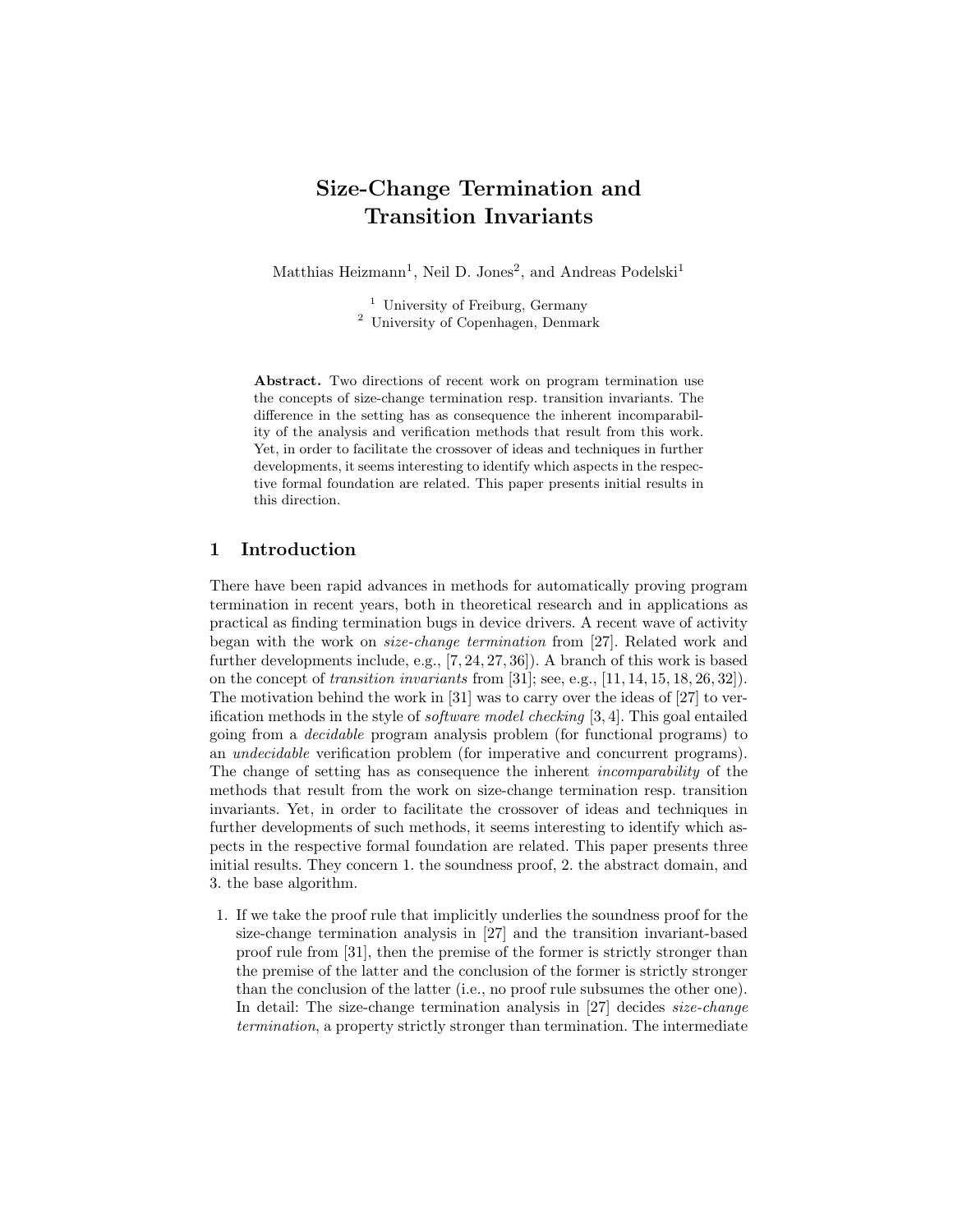# Size-Change Termination and Transition Invariants

Matthias Heizmann[1], Neil D. Jones[2], and Andreas Podelski[1]

[1] University of Freiburg, Germany
[2] University of Copenhagen, Denmark

**Abstract.** Two directions of recent work on program termination use the concepts of size-change termination resp. transition invariants. The difference in the setting has as consequence the inherent incomparability of the analysis and verification methods that result from this work. Yet, in order to facilitate the crossover of ideas and techniques in further developments, it seems interesting to identify which aspects in the respective formal foundation are related. This paper presents initial results in this direction.

## 1 Introduction

There have been rapid advances in methods for automatically proving program termination in recent years, both in theoretical research and in applications as practical as finding termination bugs in device drivers. A recent wave of activity began with the work on *size-change termination* from [27]. Related work and further developments include, e.g., [7, 24, 27, 36]). A branch of this work is based on the concept of *transition invariants* from [31]; see, e.g., [11, 14, 15, 18, 26, 32]). The motivation behind the work in [31] was to carry over the ideas of [27] to verification methods in the style of *software model checking* [3, 4]. This goal entailed going from a *decidable* program analysis problem (for functional programs) to an *undecidable* verification problem (for imperative and concurrent programs). The change of setting has as consequence the inherent *incomparability* of the methods that result from the work on size-change termination resp. transition invariants. Yet, in order to facilitate the crossover of ideas and techniques in further developments of such methods, it seems interesting to identify which aspects in the respective formal foundation are related. This paper presents three initial results. They concern 1. the soundness proof, 2. the abstract domain, and 3. the base algorithm.

1. If we take the proof rule that implicitly underlies the soundness proof for the size-change termination analysis in [27] and the transition invariant-based proof rule from [31], then the premise of the former is strictly stronger than the premise of the latter and the conclusion of the former is strictly stronger than the conclusion of the latter (i.e., no proof rule subsumes the other one). In detail: The size-change termination analysis in [27] decides *size-change termination*, a property strictly stronger than termination. The intermediate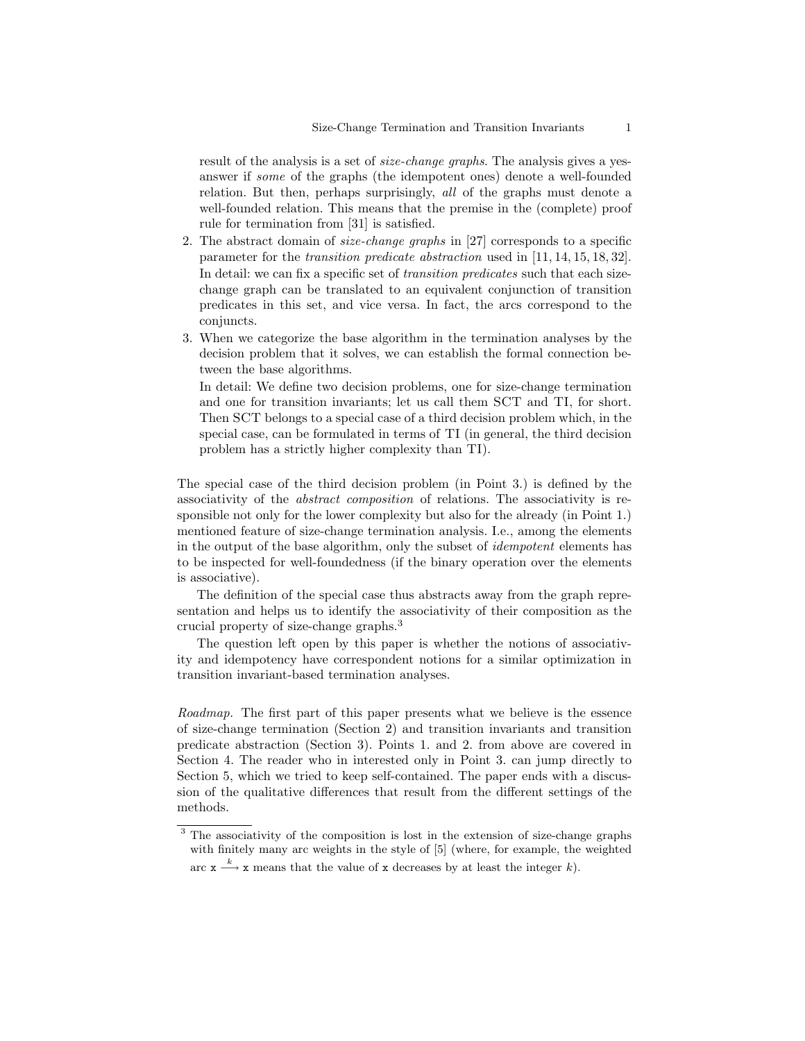result of the analysis is a set of *size-change graphs*. The analysis gives a yes-answer if *some* of the graphs (the idempotent ones) denote a well-founded relation. But then, perhaps surprisingly, *all* of the graphs must denote a well-founded relation. This means that the premise in the (complete) proof rule for termination from [31] is satisfied.

2. The abstract domain of *size-change graphs* in [27] corresponds to a specific parameter for the *transition predicate abstraction* used in [11, 14, 15, 18, 32]. In detail: we can fix a specific set of *transition predicates* such that each size-change graph can be translated to an equivalent conjunction of transition predicates in this set, and vice versa. In fact, the arcs correspond to the conjuncts.
3. When we categorize the base algorithm in the termination analyses by the decision problem that it solves, we can establish the formal connection between the base algorithms.

   In detail: We define two decision problems, one for size-change termination and one for transition invariants; let us call them SCT and TI, for short. Then SCT belongs to a special case of a third decision problem which, in the special case, can be formulated in terms of TI (in general, the third decision problem has a strictly higher complexity than TI).

The special case of the third decision problem (in Point 3.) is defined by the associativity of the *abstract composition* of relations. The associativity is responsible not only for the lower complexity but also for the already (in Point 1.) mentioned feature of size-change termination analysis. I.e., among the elements in the output of the base algorithm, only the subset of *idempotent* elements has to be inspected for well-foundedness (if the binary operation over the elements is associative).

The definition of the special case thus abstracts away from the graph representation and helps us to identify the associativity of their composition as the crucial property of size-change graphs.[3]

The question left open by this paper is whether the notions of associativity and idempotency have correspondent notions for a similar optimization in transition invariant-based termination analyses.

*Roadmap.* The first part of this paper presents what we believe is the essence of size-change termination (Section 2) and transition invariants and transition predicate abstraction (Section 3). Points 1. and 2. from above are covered in Section 4. The reader who in interested only in Point 3. can jump directly to Section 5, which we tried to keep self-contained. The paper ends with a discussion of the qualitative differences that result from the different settings of the methods.

---

[3] The associativity of the composition is lost in the extension of size-change graphs with finitely many arc weights in the style of [5] (where, for example, the weighted arc $\mathtt{x} \xrightarrow{k} \mathtt{x}$ means that the value of $\mathtt{x}$ decreases by at least the integer $k$).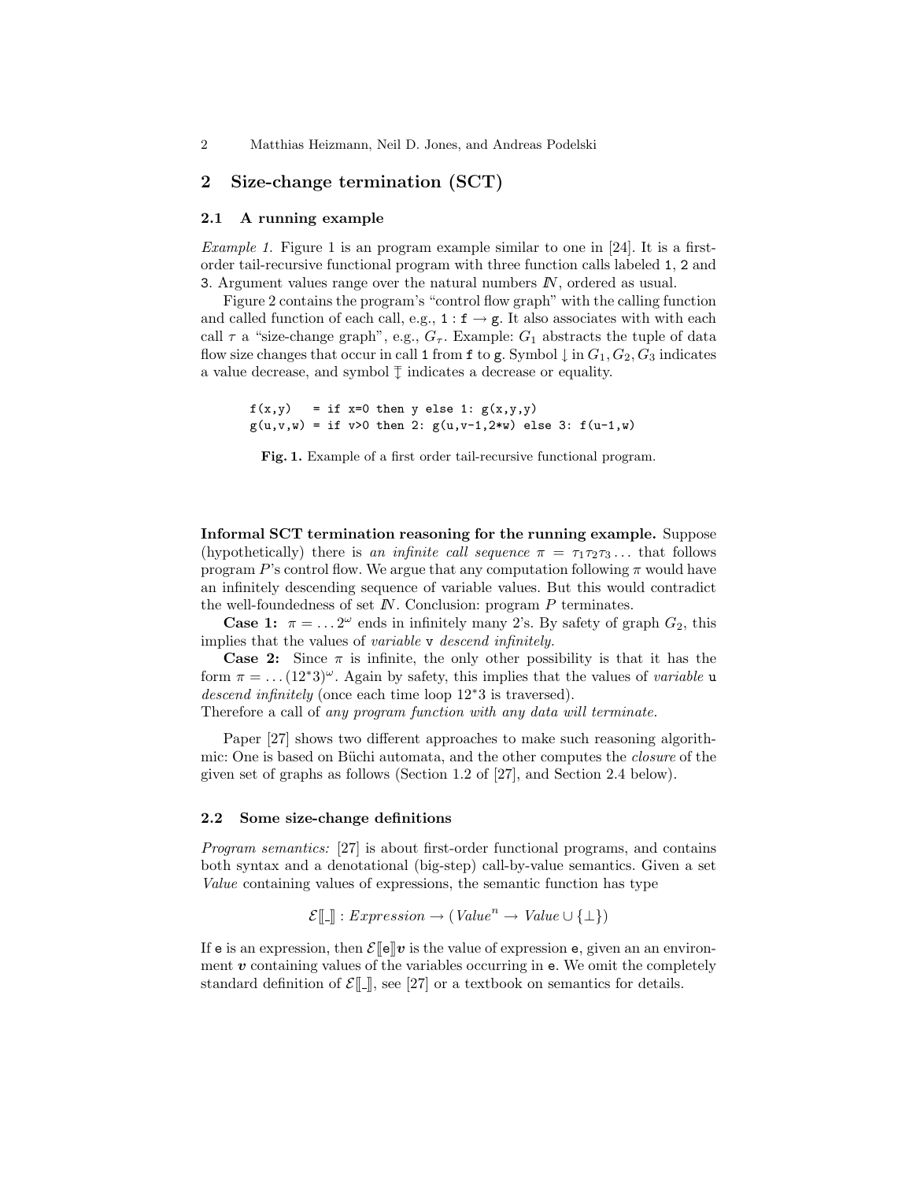## 2 Size-change termination (SCT)

### 2.1 A running example

*Example 1.* Figure 1 is an program example similar to one in [24]. It is a first-order tail-recursive functional program with three function calls labeled 1, 2 and 3. Argument values range over the natural numbers $\mathbb{N}$, ordered as usual.

Figure 2 contains the program's "control flow graph" with the calling function and called function of each call, e.g., $1 : \mathtt{f} \rightarrow \mathtt{g}$. It also associates with with each call $\tau$ a "size-change graph", e.g., $G_\tau$. Example: $G_1$ abstracts the tuple of data flow size changes that occur in call 1 from f to g. Symbol $\downarrow$ in $G_1, G_2, G_3$ indicates a value decrease, and symbol $\overline{\downarrow}$ indicates a decrease or equality.

```
f(x,y)   = if x=0 then y else 1: g(x,y,y)
g(u,v,w) = if v>0 then 2: g(u,v-1,2*w) else 3: f(u-1,w)
```

**Fig. 1.** Example of a first order tail-recursive functional program.

**Informal SCT termination reasoning for the running example.** Suppose (hypothetically) there is *an infinite call sequence* $\pi = \tau_1\tau_2\tau_3\ldots$ that follows program $P$'s control flow. We argue that any computation following $\pi$ would have an infinitely descending sequence of variable values. But this would contradict the well-foundedness of set $\mathbb{N}$. Conclusion: program $P$ terminates.

**Case 1:** $\pi = \ldots 2^\omega$ ends in infinitely many 2's. By safety of graph $G_2$, this implies that the values of *variable* v *descend infinitely.*

**Case 2:** Since $\pi$ is infinite, the only other possibility is that it has the form $\pi = \ldots(12^*3)^\omega$. Again by safety, this implies that the values of *variable* u *descend infinitely* (once each time loop $12^*3$ is traversed).
Therefore a call of *any program function with any data will terminate.*

Paper [27] shows two different approaches to make such reasoning algorithmic: One is based on Büchi automata, and the other computes the *closure* of the given set of graphs as follows (Section 1.2 of [27], and Section 2.4 below).

### 2.2 Some size-change definitions

*Program semantics:* [27] is about first-order functional programs, and contains both syntax and a denotational (big-step) call-by-value semantics. Given a set *Value* containing values of expressions, the semantic function has type

$$\mathcal{E}[\![\_]\!] : \mathit{Expression} \rightarrow (\mathit{Value}^n \rightarrow \mathit{Value} \cup \{\bot\})$$

If e is an expression, then $\mathcal{E}[\![\mathtt{e}]\!]\boldsymbol{v}$ is the value of expression e, given an an environment $\boldsymbol{v}$ containing values of the variables occurring in e. We omit the completely standard definition of $\mathcal{E}[\![\_]\!]$, see [27] or a textbook on semantics for details.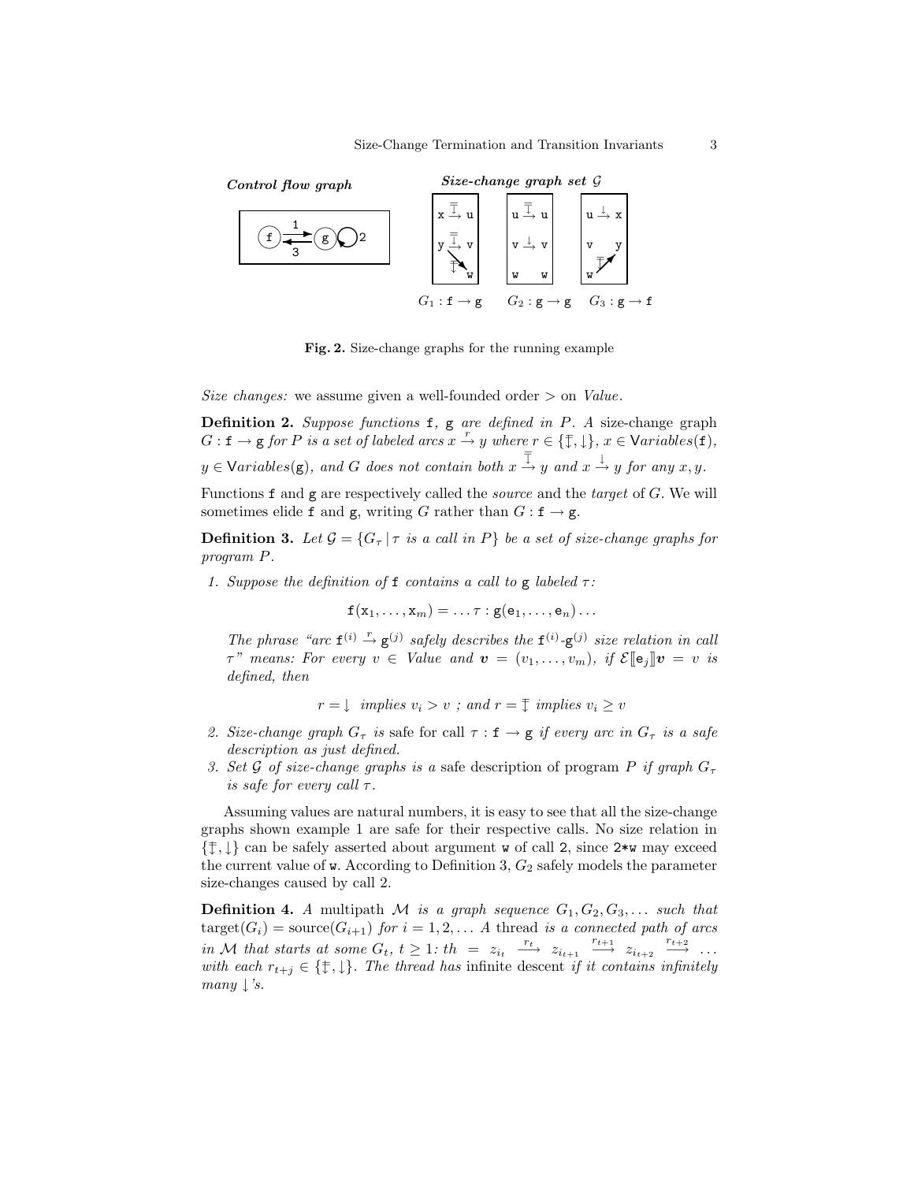**Control flow graph** **Size-change graph set $\mathcal{G}$**

$G_1 : \mathtt{f} \to \mathtt{g}$ $G_2 : \mathtt{g} \to \mathtt{g}$ $G_3 : \mathtt{g} \to \mathtt{f}$

**Fig. 2.** Size-change graphs for the running example

*Size changes:* we assume given a well-founded order $>$ on *Value*.

**Definition 2.** *Suppose functions* f, g *are defined in* $P$. *A* size-change graph $G : \mathtt{f} \to \mathtt{g}$ *for* $P$ *is a set of labeled arcs* $x \xrightarrow{r} y$ *where* $r \in \{\overline{\downarrow}, \downarrow\}$, $x \in \mathsf{V}ariables(\mathtt{f})$, $y \in \mathsf{V}ariables(\mathtt{g})$, *and* $G$ *does not contain both* $x \xrightarrow{\overline{\downarrow}} y$ *and* $x \xrightarrow{\downarrow} y$ *for any* $x, y$.

Functions f and g are respectively called the *source* and the *target* of $G$. We will sometimes elide f and g, writing $G$ rather than $G : \mathtt{f} \to \mathtt{g}$.

**Definition 3.** *Let* $\mathcal{G} = \{G_\tau \mid \tau \text{ is a call in } P\}$ *be a set of size-change graphs for program* $P$.

1. *Suppose the definition of* f *contains a call to* g *labeled* $\tau$:

$$\mathtt{f}(\mathtt{x}_1, \ldots, \mathtt{x}_m) = \ldots \tau : \mathtt{g}(\mathtt{e}_1, \ldots, \mathtt{e}_n) \ldots$$

   *The phrase "arc* $\mathtt{f}^{(i)} \xrightarrow{r} \mathtt{g}^{(j)}$ *safely describes the* $\mathtt{f}^{(i)}$*-*$\mathtt{g}^{(j)}$ *size relation in call* $\tau$*" means: For every* $v \in$ *Value and* $\boldsymbol{v} = (v_1, \ldots, v_m)$, *if* $\mathcal{E}[\![\mathtt{e}_j]\!]\boldsymbol{v} = v$ *is defined, then*

$$r = \downarrow \text{ implies } v_i > v \text{ ; and } r = \overline{\downarrow} \text{ implies } v_i \geq v$$

2. *Size-change graph* $G_\tau$ *is* safe *for call* $\tau : \mathtt{f} \to \mathtt{g}$ *if every arc in* $G_\tau$ *is a safe description as just defined.*
3. *Set* $\mathcal{G}$ *of size-change graphs is a* safe description *of program* $P$ *if graph* $G_\tau$ *is safe for every call* $\tau$.

Assuming values are natural numbers, it is easy to see that all the size-change graphs shown example 1 are safe for their respective calls. No size relation in $\{\overline{\downarrow}, \downarrow\}$ can be safely asserted about argument w of call 2, since 2*w may exceed the current value of w. According to Definition 3, $G_2$ safely models the parameter size-changes caused by call 2.

**Definition 4.** *A* multipath $\mathcal{M}$ *is a graph sequence* $G_1, G_2, G_3, \ldots$ *such that* $\text{target}(G_i) = \text{source}(G_{i+1})$ *for* $i = 1, 2, \ldots$ *A* thread *is a connected path of arcs in* $\mathcal{M}$ *that starts at some* $G_t$, $t \geq 1$: $th = z_{i_t} \xrightarrow{r_t} z_{i_{t+1}} \xrightarrow{r_{t+1}} z_{i_{t+2}} \xrightarrow{r_{t+2}} \ldots$ *with each* $r_{t+j} \in \{\overline{\downarrow}, \downarrow\}$. *The thread has* infinite descent *if it contains infinitely many* $\downarrow$*'s.*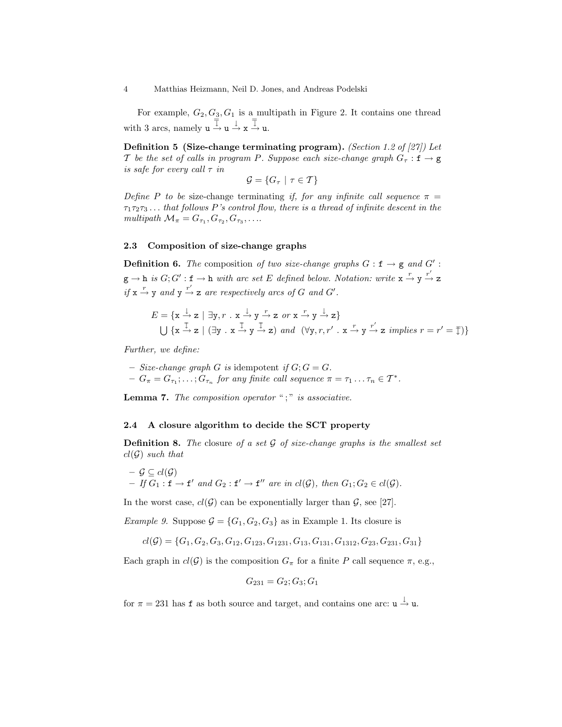For example, $G_2, G_3, G_1$ is a multipath in Figure 2. It contains one thread with 3 arcs, namely $\mathtt{u} \stackrel{\overline{\downarrow}}{\rightarrow} \mathtt{u} \stackrel{\downarrow}{\rightarrow} \mathtt{x} \stackrel{\overline{\downarrow}}{\rightarrow} \mathtt{u}$.

**Definition 5 (Size-change terminating program).** *(Section 1.2 of [27]) Let $\mathcal{T}$ be the set of calls in program $P$. Suppose each size-change graph $G_\tau : \mathtt{f} \to \mathtt{g}$ is safe for every call $\tau$ in*

$$\mathcal{G} = \{G_\tau \mid \tau \in \mathcal{T}\}$$

*Define $P$ to be* size-change terminating *if, for any infinite call sequence $\pi = \tau_1\tau_2\tau_3\ldots$ that follows $P$'s control flow, there is a thread of infinite descent in the multipath $\mathcal{M}_\pi = G_{\tau_1}, G_{\tau_2}, G_{\tau_3}, \ldots$.*

### 2.3 Composition of size-change graphs

**Definition 6.** *The* composition *of two size-change graphs $G : \mathtt{f} \to \mathtt{g}$ and $G' : \mathtt{g} \to \mathtt{h}$ is $G; G' : \mathtt{f} \to \mathtt{h}$ with arc set $E$ defined below. Notation: write $\mathtt{x} \stackrel{r}{\to} \mathtt{y} \stackrel{r'}{\to} \mathtt{z}$ if $\mathtt{x} \stackrel{r}{\to} \mathtt{y}$ and $\mathtt{y} \stackrel{r'}{\to} \mathtt{z}$ are respectively arcs of $G$ and $G'$.*

$$\begin{aligned} E = &\{\mathtt{x} \stackrel{\downarrow}{\to} \mathtt{z} \mid \exists \mathtt{y}, r \,.\, \mathtt{x} \stackrel{\downarrow}{\to} \mathtt{y} \stackrel{r}{\to} \mathtt{z} \text{ or } \mathtt{x} \stackrel{r}{\to} \mathtt{y} \stackrel{\downarrow}{\to} \mathtt{z}\} \\ &\bigcup \{\mathtt{x} \stackrel{\overline{\downarrow}}{\to} \mathtt{z} \mid (\exists \mathtt{y} \,.\, \mathtt{x} \stackrel{\overline{\downarrow}}{\to} \mathtt{y} \stackrel{\overline{\downarrow}}{\to} \mathtt{z}) \text{ and } (\forall \mathtt{y}, r, r' \,.\, \mathtt{x} \stackrel{r}{\to} \mathtt{y} \stackrel{r'}{\to} \mathtt{z} \text{ implies } r = r' = \overline{\downarrow})\} \end{aligned}$$

*Further, we define:*

- *Size-change graph $G$ is* idempotent *if $G; G = G$.*
- *$G_\pi = G_{\tau_1}; \ldots; G_{\tau_n}$ for any finite call sequence $\pi = \tau_1 \ldots \tau_n \in \mathcal{T}^*$.*

**Lemma 7.** *The composition operator "$;$" is associative.*

### 2.4 A closure algorithm to decide the SCT property

**Definition 8.** *The* closure *of a set $\mathcal{G}$ of size-change graphs is the smallest set $cl(\mathcal{G})$ such that*

- *$\mathcal{G} \subseteq cl(\mathcal{G})$*
- *If $G_1 : \mathtt{f} \to \mathtt{f}'$ and $G_2 : \mathtt{f}' \to \mathtt{f}''$ are in $cl(\mathcal{G})$, then $G_1; G_2 \in cl(\mathcal{G})$.*

In the worst case, $cl(\mathcal{G})$ can be exponentially larger than $\mathcal{G}$, see [27].

*Example 9.* Suppose $\mathcal{G} = \{G_1, G_2, G_3\}$ as in Example 1. Its closure is

$$cl(\mathcal{G}) = \{G_1, G_2, G_3, G_{12}, G_{123}, G_{1231}, G_{13}, G_{131}, G_{1312}, G_{23}, G_{231}, G_{31}\}$$

Each graph in $cl(\mathcal{G})$ is the composition $G_\pi$ for a finite $P$ call sequence $\pi$, e.g.,

$$G_{231} = G_2; G_3; G_1$$

for $\pi = 231$ has $\mathtt{f}$ as both source and target, and contains one arc: $\mathtt{u} \stackrel{\downarrow}{\to} \mathtt{u}$.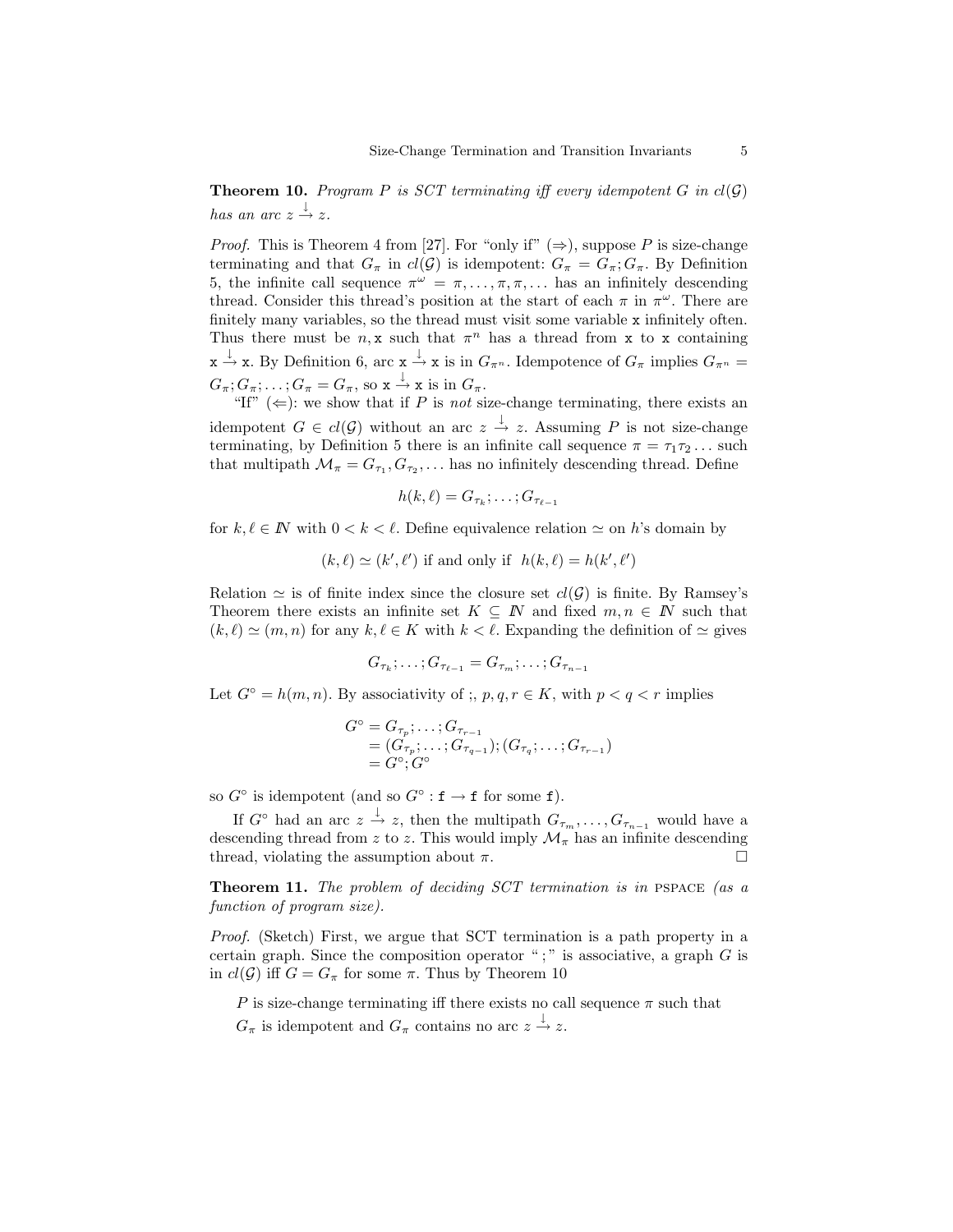**Theorem 10.** *Program $P$ is SCT terminating iff every idempotent $G$ in $cl(\mathcal{G})$ has an arc $z \stackrel{\downarrow}{\rightarrow} z$.*

*Proof.* This is Theorem 4 from [27]. For "only if" ($\Rightarrow$), suppose $P$ is size-change terminating and that $G_\pi$ in $cl(\mathcal{G})$ is idempotent: $G_\pi = G_\pi; G_\pi$. By Definition 5, the infinite call sequence $\pi^\omega = \pi, \ldots, \pi, \pi, \ldots$ has an infinitely descending thread. Consider this thread's position at the start of each $\pi$ in $\pi^\omega$. There are finitely many variables, so the thread must visit some variable $\mathtt{x}$ infinitely often. Thus there must be $n, \mathtt{x}$ such that $\pi^n$ has a thread from $\mathtt{x}$ to $\mathtt{x}$ containing $\mathtt{x} \stackrel{\downarrow}{\rightarrow} \mathtt{x}$. By Definition 6, arc $\mathtt{x} \stackrel{\downarrow}{\rightarrow} \mathtt{x}$ is in $G_{\pi^n}$. Idempotence of $G_\pi$ implies $G_{\pi^n} = G_\pi; G_\pi; \ldots; G_\pi = G_\pi$, so $\mathtt{x} \stackrel{\downarrow}{\rightarrow} \mathtt{x}$ is in $G_\pi$.

"If" ($\Leftarrow$): we show that if $P$ is *not* size-change terminating, there exists an idempotent $G \in cl(\mathcal{G})$ without an arc $z \stackrel{\downarrow}{\rightarrow} z$. Assuming $P$ is not size-change terminating, by Definition 5 there is an infinite call sequence $\pi = \tau_1 \tau_2 \ldots$ such that multipath $\mathcal{M}_\pi = G_{\tau_1}, G_{\tau_2}, \ldots$ has no infinitely descending thread. Define

$$h(k, \ell) = G_{\tau_k}; \ldots; G_{\tau_{\ell-1}}$$

for $k, \ell \in I\!N$ with $0 < k < \ell$. Define equivalence relation $\simeq$ on $h$'s domain by

$$(k, \ell) \simeq (k', \ell') \text{ if and only if } \; h(k, \ell) = h(k', \ell')$$

Relation $\simeq$ is of finite index since the closure set $cl(\mathcal{G})$ is finite. By Ramsey's Theorem there exists an infinite set $K \subseteq I\!N$ and fixed $m, n \in I\!N$ such that $(k, \ell) \simeq (m, n)$ for any $k, \ell \in K$ with $k < \ell$. Expanding the definition of $\simeq$ gives

$$G_{\tau_k}; \ldots; G_{\tau_{\ell-1}} = G_{\tau_m}; \ldots; G_{\tau_{n-1}}$$

Let $G^\circ = h(m, n)$. By associativity of ;, $p, q, r \in K$, with $p < q < r$ implies

$$\begin{aligned} G^\circ &= G_{\tau_p}; \ldots; G_{\tau_{r-1}} \\ &= (G_{\tau_p}; \ldots; G_{\tau_{q-1}}); (G_{\tau_q}; \ldots; G_{\tau_{r-1}}) \\ &= G^\circ; G^\circ \end{aligned}$$

so $G^\circ$ is idempotent (and so $G^\circ : \mathtt{f} \rightarrow \mathtt{f}$ for some $\mathtt{f}$).

If $G^\circ$ had an arc $z \stackrel{\downarrow}{\rightarrow} z$, then the multipath $G_{\tau_m}, \ldots, G_{\tau_{n-1}}$ would have a descending thread from $z$ to $z$. This would imply $\mathcal{M}_\pi$ has an infinite descending thread, violating the assumption about $\pi$. □

**Theorem 11.** *The problem of deciding SCT termination is in* PSPACE *(as a function of program size).*

*Proof.* (Sketch) First, we argue that SCT termination is a path property in a certain graph. Since the composition operator " ; " is associative, a graph $G$ is in $cl(\mathcal{G})$ iff $G = G_\pi$ for some $\pi$. Thus by Theorem 10

> $P$ is size-change terminating iff there exists no call sequence $\pi$ such that $G_\pi$ is idempotent and $G_\pi$ contains no arc $z \stackrel{\downarrow}{\rightarrow} z$.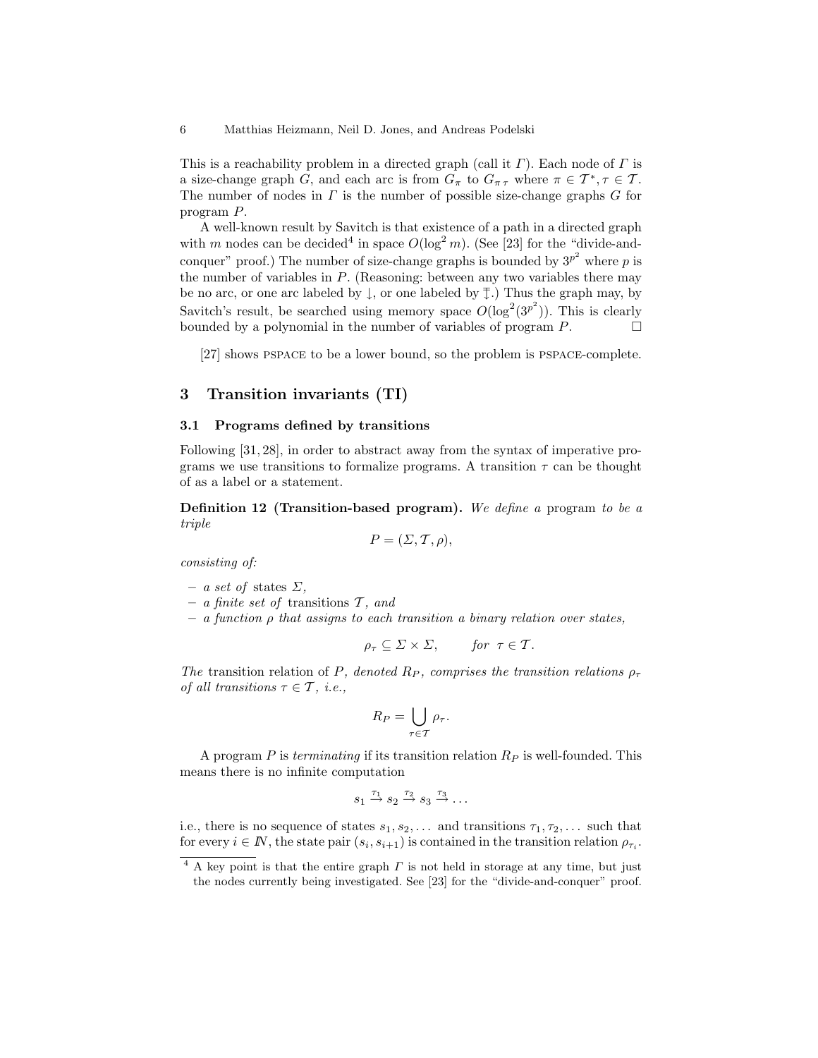This is a reachability problem in a directed graph (call it $\Gamma$). Each node of $\Gamma$ is a size-change graph $G$, and each arc is from $G_\pi$ to $G_{\pi\,\tau}$ where $\pi \in \mathcal{T}^*, \tau \in \mathcal{T}$. The number of nodes in $\Gamma$ is the number of possible size-change graphs $G$ for program $P$.

A well-known result by Savitch is that existence of a path in a directed graph with $m$ nodes can be decided[4] in space $O(\log^2 m)$. (See [23] for the "divide-and-conquer" proof.) The number of size-change graphs is bounded by $3^{p^2}$ where $p$ is the number of variables in $P$. (Reasoning: between any two variables there may be no arc, or one arc labeled by $\downarrow$, or one labeled by $\overline{\downarrow}$.) Thus the graph may, by Savitch's result, be searched using memory space $O(\log^2(3^{p^2}))$. This is clearly bounded by a polynomial in the number of variables of program $P$. □

[27] shows PSPACE to be a lower bound, so the problem is PSPACE-complete.

## 3 Transition invariants (TI)

### 3.1 Programs defined by transitions

Following [31, 28], in order to abstract away from the syntax of imperative programs we use transitions to formalize programs. A transition $\tau$ can be thought of as a label or a statement.

**Definition 12 (Transition-based program).** *We define a* program *to be a triple*

$$P = (\Sigma, \mathcal{T}, \rho),$$

*consisting of:*

- *a set of* states $\Sigma$,
- *a finite set of* transitions $\mathcal{T}$*, and*
- *a function $\rho$ that assigns to each transition a binary relation over states,*

$$\rho_\tau \subseteq \Sigma \times \Sigma, \qquad \textit{for } \tau \in \mathcal{T}.$$

*The* transition relation of $P$*, denoted $R_P$, comprises the transition relations $\rho_\tau$ of all transitions $\tau \in \mathcal{T}$, i.e.,*

$$R_P = \bigcup_{\tau \in \mathcal{T}} \rho_\tau.$$

A program $P$ is *terminating* if its transition relation $R_P$ is well-founded. This means there is no infinite computation

$$s_1 \xrightarrow{\tau_1} s_2 \xrightarrow{\tau_2} s_3 \xrightarrow{\tau_3} \ldots$$

i.e., there is no sequence of states $s_1, s_2, \ldots$ and transitions $\tau_1, \tau_2, \ldots$ such that for every $i \in \mathbb{N}$, the state pair $(s_i, s_{i+1})$ is contained in the transition relation $\rho_{\tau_i}$.

[4] A key point is that the entire graph $\Gamma$ is not held in storage at any time, but just the nodes currently being investigated. See [23] for the "divide-and-conquer" proof.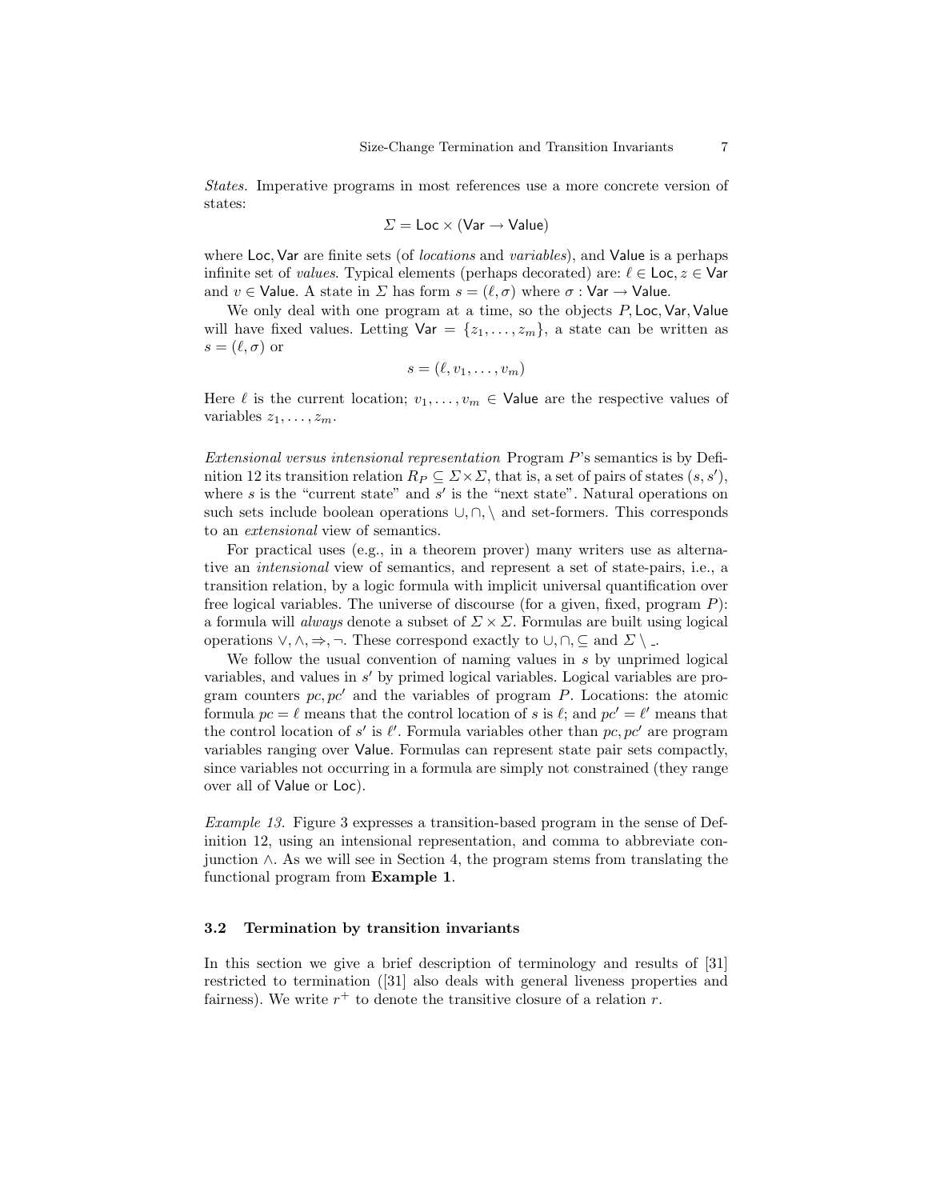*States.* Imperative programs in most references use a more concrete version of states:

$$\Sigma = \mathsf{Loc} \times (\mathsf{Var} \rightarrow \mathsf{Value})$$

where $\mathsf{Loc}, \mathsf{Var}$ are finite sets (of *locations* and *variables*), and $\mathsf{Value}$ is a perhaps infinite set of *values*. Typical elements (perhaps decorated) are: $\ell \in \mathsf{Loc}, z \in \mathsf{Var}$ and $v \in \mathsf{Value}$. A state in $\Sigma$ has form $s = (\ell, \sigma)$ where $\sigma : \mathsf{Var} \rightarrow \mathsf{Value}$.

We only deal with one program at a time, so the objects $P, \mathsf{Loc}, \mathsf{Var}, \mathsf{Value}$ will have fixed values. Letting $\mathsf{Var} = \{z_1, \ldots, z_m\}$, a state can be written as $s = (\ell, \sigma)$ or

$$s = (\ell, v_1, \ldots, v_m)$$

Here $\ell$ is the current location; $v_1, \ldots, v_m \in \mathsf{Value}$ are the respective values of variables $z_1, \ldots, z_m$.

*Extensional versus intensional representation* Program $P$'s semantics is by Definition 12 its transition relation $R_P \subseteq \Sigma \times \Sigma$, that is, a set of pairs of states $(s, s')$, where $s$ is the "current state" and $s'$ is the "next state". Natural operations on such sets include boolean operations $\cup, \cap, \setminus$ and set-formers. This corresponds to an *extensional* view of semantics.

For practical uses (e.g., in a theorem prover) many writers use as alternative an *intensional* view of semantics, and represent a set of state-pairs, i.e., a transition relation, by a logic formula with implicit universal quantification over free logical variables. The universe of discourse (for a given, fixed, program $P$): a formula will *always* denote a subset of $\Sigma \times \Sigma$. Formulas are built using logical operations $\vee, \wedge, \Rightarrow, \neg$. These correspond exactly to $\cup, \cap, \subseteq$ and $\Sigma \setminus \_$.

We follow the usual convention of naming values in $s$ by unprimed logical variables, and values in $s'$ by primed logical variables. Logical variables are program counters $pc, pc'$ and the variables of program $P$. Locations: the atomic formula $pc = \ell$ means that the control location of $s$ is $\ell$; and $pc' = \ell'$ means that the control location of $s'$ is $\ell'$. Formula variables other than $pc, pc'$ are program variables ranging over $\mathsf{Value}$. Formulas can represent state pair sets compactly, since variables not occurring in a formula are simply not constrained (they range over all of $\mathsf{Value}$ or $\mathsf{Loc}$).

*Example 13.* Figure 3 expresses a transition-based program in the sense of Definition 12, using an intensional representation, and comma to abbreviate conjunction $\wedge$. As we will see in Section 4, the program stems from translating the functional program from **Example 1**.

### 3.2 Termination by transition invariants

In this section we give a brief description of terminology and results of [31] restricted to termination ([31] also deals with general liveness properties and fairness). We write $r^+$ to denote the transitive closure of a relation $r$.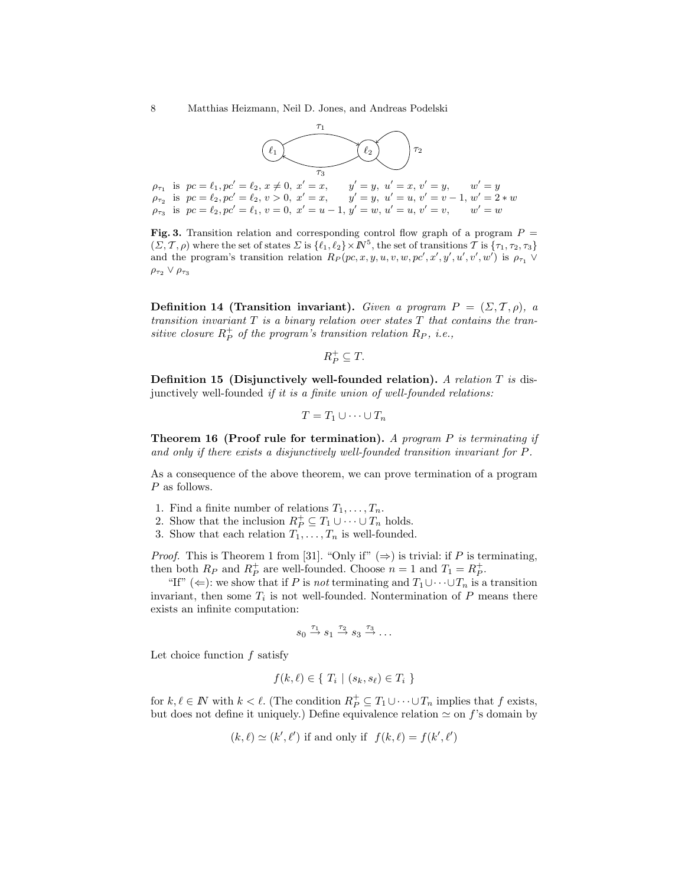$\rho_{\tau_1}$ is $pc = \ell_1, pc' = \ell_2, x \neq 0, x' = x, \quad y' = y, u' = x, v' = y, \quad w' = y$
$\rho_{\tau_2}$ is $pc = \ell_2, pc' = \ell_2, v > 0, x' = x, \quad y' = y, u' = u, v' = v - 1, w' = 2 * w$
$\rho_{\tau_3}$ is $pc = \ell_2, pc' = \ell_1, v = 0, x' = u - 1, y' = w, u' = u, v' = v, \quad w' = w$

**Fig. 3.** Transition relation and corresponding control flow graph of a program $P = (\Sigma, \mathcal{T}, \rho)$ where the set of states $\Sigma$ is $\{\ell_1, \ell_2\} \times \mathbb{N}^5$, the set of transitions $\mathcal{T}$ is $\{\tau_1, \tau_2, \tau_3\}$ and the program's transition relation $R_P(pc, x, y, u, v, w, pc', x', y', u', v', w')$ is $\rho_{\tau_1} \vee \rho_{\tau_2} \vee \rho_{\tau_3}$

**Definition 14 (Transition invariant).** *Given a program $P = (\Sigma, \mathcal{T}, \rho)$, a transition invariant $T$ is a binary relation over states $T$ that contains the transitive closure $R_P^+$ of the program's transition relation $R_P$, i.e.,*

$$R_P^+ \subseteq T.$$

**Definition 15 (Disjunctively well-founded relation).** *A relation $T$ is* disjunctively well-founded *if it is a finite union of well-founded relations:*

$$T = T_1 \cup \dots \cup T_n$$

**Theorem 16 (Proof rule for termination).** *A program $P$ is terminating if and only if there exists a disjunctively well-founded transition invariant for $P$.*

As a consequence of the above theorem, we can prove termination of a program $P$ as follows.

1. Find a finite number of relations $T_1, \dots, T_n$.
2. Show that the inclusion $R_P^+ \subseteq T_1 \cup \dots \cup T_n$ holds.
3. Show that each relation $T_1, \dots, T_n$ is well-founded.

*Proof.* This is Theorem 1 from [31]. "Only if" ($\Rightarrow$) is trivial: if $P$ is terminating, then both $R_P$ and $R_P^+$ are well-founded. Choose $n = 1$ and $T_1 = R_P^+$.

"If" ($\Leftarrow$): we show that if $P$ is *not* terminating and $T_1 \cup \dots \cup T_n$ is a transition invariant, then some $T_i$ is not well-founded. Nontermination of $P$ means there exists an infinite computation:

$$s_0 \xrightarrow{\tau_1} s_1 \xrightarrow{\tau_2} s_3 \xrightarrow{\tau_3} \dots$$

Let choice function $f$ satisfy

$$f(k, \ell) \in \{ \ T_i \mid (s_k, s_\ell) \in T_i \ \}$$

for $k, \ell \in \mathbb{N}$ with $k < \ell$. (The condition $R_P^+ \subseteq T_1 \cup \dots \cup T_n$ implies that $f$ exists, but does not define it uniquely.) Define equivalence relation $\simeq$ on $f$'s domain by

$$(k, \ell) \simeq (k', \ell') \text{ if and only if } \ f(k, \ell) = f(k', \ell')$$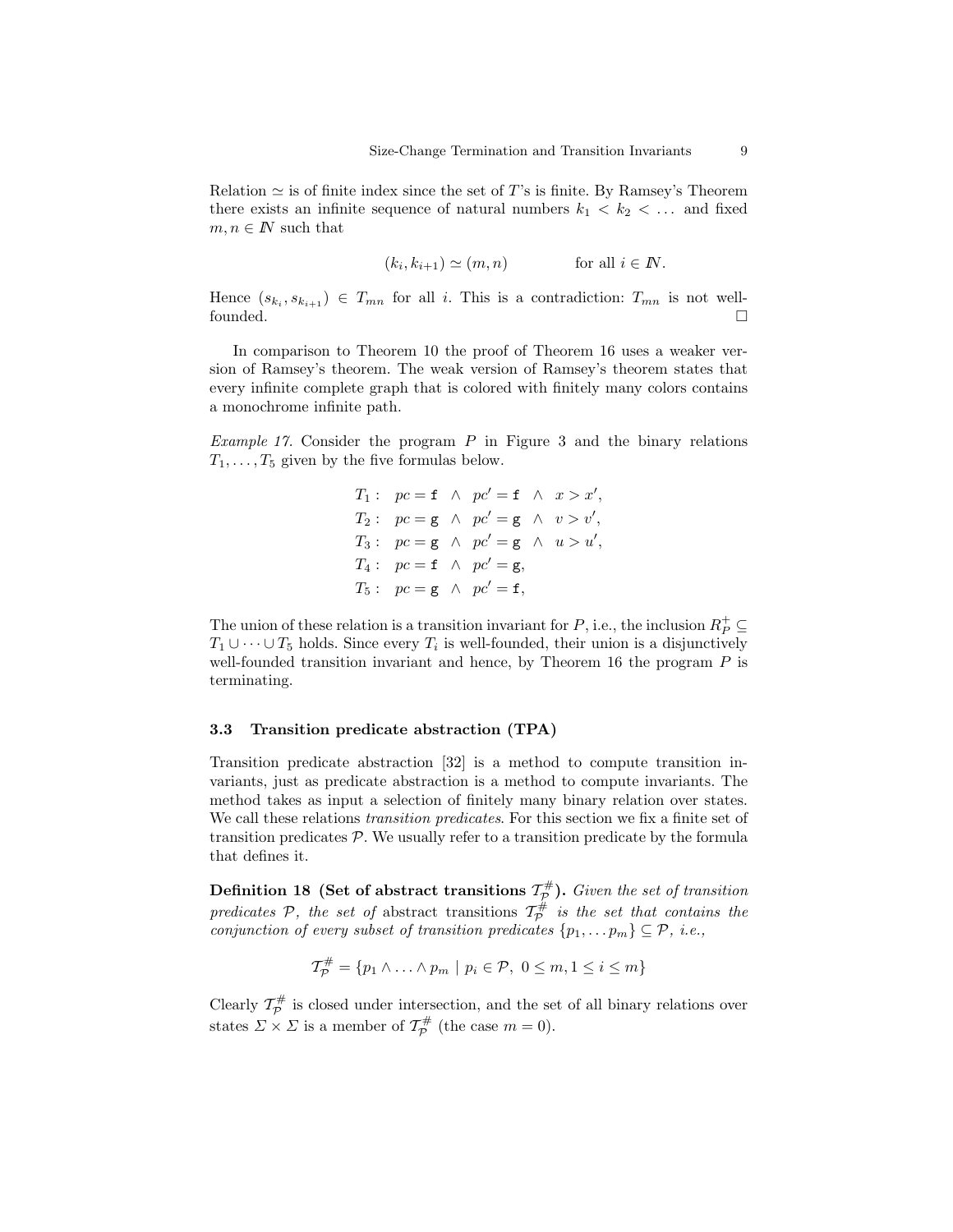Relation $\simeq$ is of finite index since the set of $T$'s is finite. By Ramsey's Theorem there exists an infinite sequence of natural numbers $k_1 < k_2 < \ldots$ and fixed $m, n \in \mathbb{N}$ such that

$$(k_i, k_{i+1}) \simeq (m, n) \qquad \text{for all } i \in \mathbb{N}.$$

Hence $(s_{k_i}, s_{k_{i+1}}) \in T_{mn}$ for all $i$. This is a contradiction: $T_{mn}$ is not well-founded. $\square$

In comparison to Theorem 10 the proof of Theorem 16 uses a weaker version of Ramsey's theorem. The weak version of Ramsey's theorem states that every infinite complete graph that is colored with finitely many colors contains a monochrome infinite path.

*Example 17.* Consider the program $P$ in Figure 3 and the binary relations $T_1, \ldots, T_5$ given by the five formulas below.

$$
\begin{aligned}
T_1 &: \quad pc = \mathtt{f} \ \wedge \ pc' = \mathtt{f} \ \wedge \ x > x', \\
T_2 &: \quad pc = \mathtt{g} \ \wedge \ pc' = \mathtt{g} \ \wedge \ v > v', \\
T_3 &: \quad pc = \mathtt{g} \ \wedge \ pc' = \mathtt{g} \ \wedge \ u > u', \\
T_4 &: \quad pc = \mathtt{f} \ \wedge \ pc' = \mathtt{g}, \\
T_5 &: \quad pc = \mathtt{g} \ \wedge \ pc' = \mathtt{f},
\end{aligned}
$$

The union of these relation is a transition invariant for $P$, i.e., the inclusion $R_P^+ \subseteq T_1 \cup \cdots \cup T_5$ holds. Since every $T_i$ is well-founded, their union is a disjunctively well-founded transition invariant and hence, by Theorem 16 the program $P$ is terminating.

### 3.3 Transition predicate abstraction (TPA)

Transition predicate abstraction [32] is a method to compute transition invariants, just as predicate abstraction is a method to compute invariants. The method takes as input a selection of finitely many binary relation over states. We call these relations *transition predicates*. For this section we fix a finite set of transition predicates $\mathcal{P}$. We usually refer to a transition predicate by the formula that defines it.

**Definition 18 (Set of abstract transitions $\mathcal{T}_{\mathcal{P}}^{\#}$).** *Given the set of transition predicates $\mathcal{P}$, the set of* abstract transitions *$\mathcal{T}_{\mathcal{P}}^{\#}$ is the set that contains the conjunction of every subset of transition predicates $\{p_1, \ldots p_m\} \subseteq \mathcal{P}$, i.e.,*

$$\mathcal{T}_{\mathcal{P}}^{\#} = \{p_1 \wedge \ldots \wedge p_m \mid p_i \in \mathcal{P}, \ 0 \leq m, 1 \leq i \leq m\}$$

Clearly $\mathcal{T}_{\mathcal{P}}^{\#}$ is closed under intersection, and the set of all binary relations over states $\Sigma \times \Sigma$ is a member of $\mathcal{T}_{\mathcal{P}}^{\#}$ (the case $m = 0$).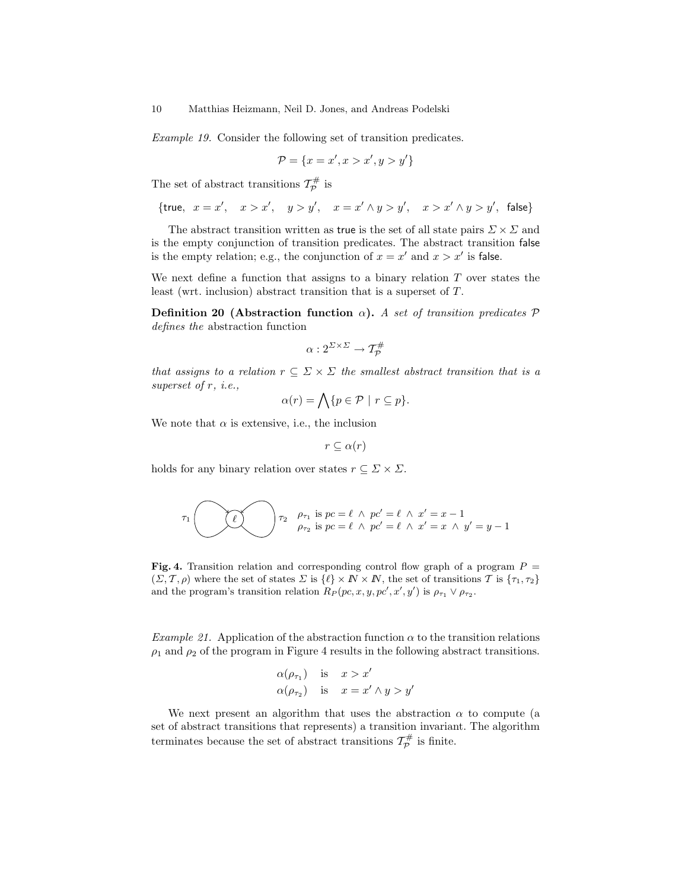*Example 19.* Consider the following set of transition predicates.

$$\mathcal{P} = \{x = x', x > x', y > y'\}$$

The set of abstract transitions $\mathcal{T}^{\#}_{\mathcal{P}}$ is

$$\{\mathsf{true},\quad x = x',\quad x > x',\quad y > y',\quad x = x' \wedge y > y',\quad x > x' \wedge y > y',\quad \mathsf{false}\}$$

The abstract transition written as $\mathsf{true}$ is the set of all state pairs $\Sigma \times \Sigma$ and is the empty conjunction of transition predicates. The abstract transition $\mathsf{false}$ is the empty relation; e.g., the conjunction of $x = x'$ and $x > x'$ is $\mathsf{false}$.

We next define a function that assigns to a binary relation $T$ over states the least (wrt. inclusion) abstract transition that is a superset of $T$.

**Definition 20 (Abstraction function $\alpha$).** *A set of transition predicates $\mathcal{P}$ defines the* abstraction function

$$\alpha : 2^{\Sigma \times \Sigma} \rightarrow \mathcal{T}^{\#}_{\mathcal{P}}$$

*that assigns to a relation $r \subseteq \Sigma \times \Sigma$ the smallest abstract transition that is a superset of $r$, i.e.,*

$$\alpha(r) = \bigwedge \{p \in \mathcal{P} \mid r \subseteq p\}.$$

We note that $\alpha$ is extensive, i.e., the inclusion

$$r \subseteq \alpha(r)$$

holds for any binary relation over states $r \subseteq \Sigma \times \Sigma$.

$\rho_{\tau_1}$ is $pc = \ell \ \wedge \ pc' = \ell \ \wedge \ x' = x - 1$
$\rho_{\tau_2}$ is $pc = \ell \ \wedge \ pc' = \ell \ \wedge \ x' = x \ \wedge \ y' = y - 1$

**Fig. 4.** Transition relation and corresponding control flow graph of a program $P = (\Sigma, \mathcal{T}, \rho)$ where the set of states $\Sigma$ is $\{\ell\} \times \mathbb{N} \times \mathbb{N}$, the set of transitions $\mathcal{T}$ is $\{\tau_1, \tau_2\}$ and the program's transition relation $R_P(pc, x, y, pc', x', y')$ is $\rho_{\tau_1} \vee \rho_{\tau_2}$.

*Example 21.* Application of the abstraction function $\alpha$ to the transition relations $\rho_1$ and $\rho_2$ of the program in Figure 4 results in the following abstract transitions.

$$\begin{array}{lll} \alpha(\rho_{\tau_1}) & \text{is} & x > x' \\ \alpha(\rho_{\tau_2}) & \text{is} & x = x' \wedge y > y' \end{array}$$

We next present an algorithm that uses the abstraction $\alpha$ to compute (a set of abstract transitions that represents) a transition invariant. The algorithm terminates because the set of abstract transitions $\mathcal{T}^{\#}_{\mathcal{P}}$ is finite.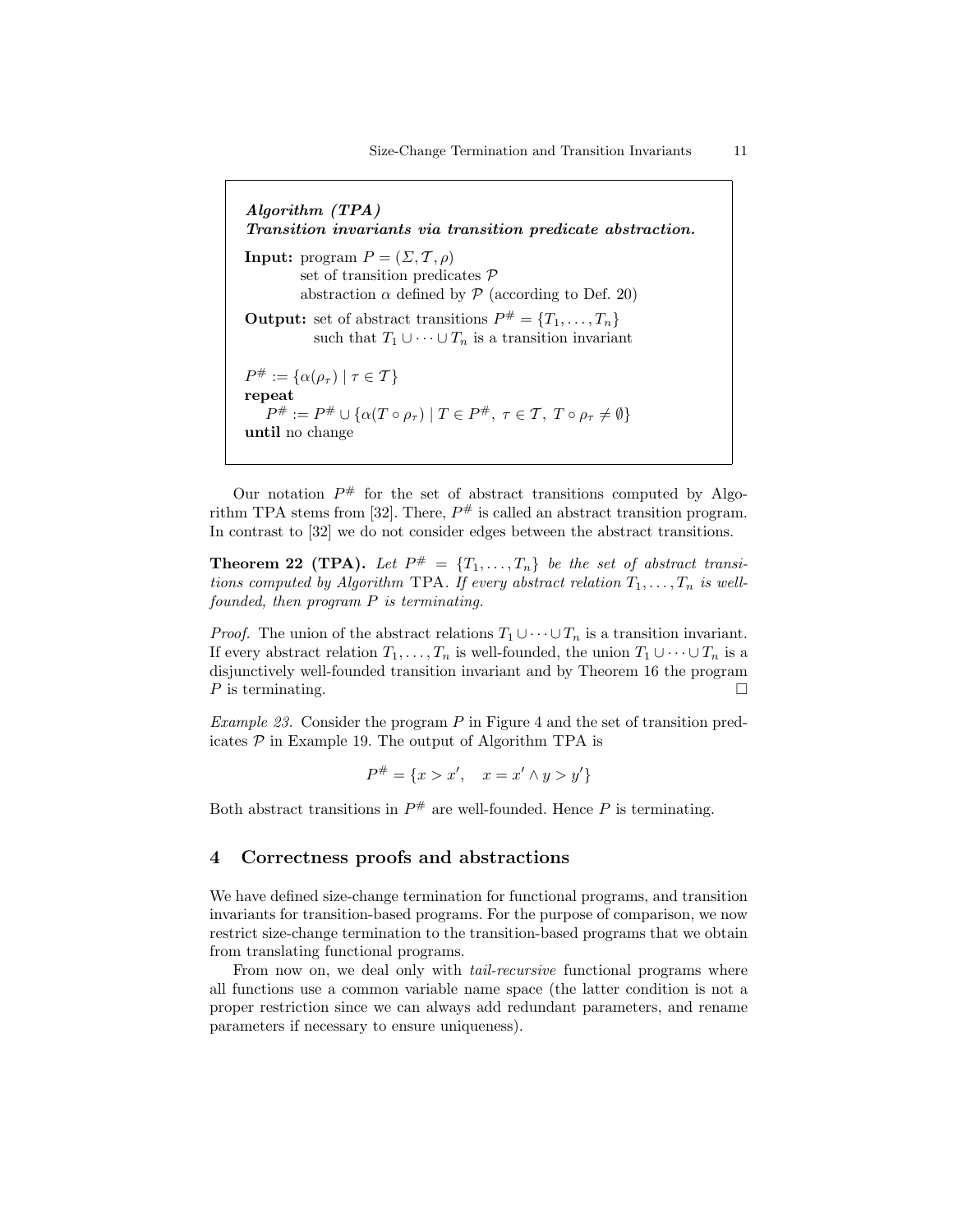> ***Algorithm (TPA)***
> ***Transition invariants via transition predicate abstraction.***
>
> **Input:** program $P = (\Sigma, \mathcal{T}, \rho)$
> set of transition predicates $\mathcal{P}$
> abstraction $\alpha$ defined by $\mathcal{P}$ (according to Def. 20)
>
> **Output:** set of abstract transitions $P^{\#} = \{T_1, \ldots, T_n\}$
> such that $T_1 \cup \cdots \cup T_n$ is a transition invariant
>
> $P^{\#} := \{\alpha(\rho_\tau) \mid \tau \in \mathcal{T}\}$
> **repeat**
> $\quad P^{\#} := P^{\#} \cup \{\alpha(T \circ \rho_\tau) \mid T \in P^{\#},\ \tau \in \mathcal{T},\ T \circ \rho_\tau \neq \emptyset\}$
> **until** no change

Our notation $P^{\#}$ for the set of abstract transitions computed by Algorithm TPA stems from [32]. There, $P^{\#}$ is called an abstract transition program. In contrast to [32] we do not consider edges between the abstract transitions.

**Theorem 22 (TPA).** *Let $P^{\#} = \{T_1, \ldots, T_n\}$ be the set of abstract transitions computed by Algorithm* TPA*. If every abstract relation $T_1, \ldots, T_n$ is well-founded, then program $P$ is terminating.*

*Proof.* The union of the abstract relations $T_1 \cup \cdots \cup T_n$ is a transition invariant. If every abstract relation $T_1, \ldots, T_n$ is well-founded, the union $T_1 \cup \cdots \cup T_n$ is a disjunctively well-founded transition invariant and by Theorem 16 the program $P$ is terminating. □

*Example 23.* Consider the program $P$ in Figure 4 and the set of transition predicates $\mathcal{P}$ in Example 19. The output of Algorithm TPA is

$$P^{\#} = \{x > x', \quad x = x' \wedge y > y'\}$$

Both abstract transitions in $P^{\#}$ are well-founded. Hence $P$ is terminating.

## 4 Correctness proofs and abstractions

We have defined size-change termination for functional programs, and transition invariants for transition-based programs. For the purpose of comparison, we now restrict size-change termination to the transition-based programs that we obtain from translating functional programs.

From now on, we deal only with *tail-recursive* functional programs where all functions use a common variable name space (the latter condition is not a proper restriction since we can always add redundant parameters, and rename parameters if necessary to ensure uniqueness).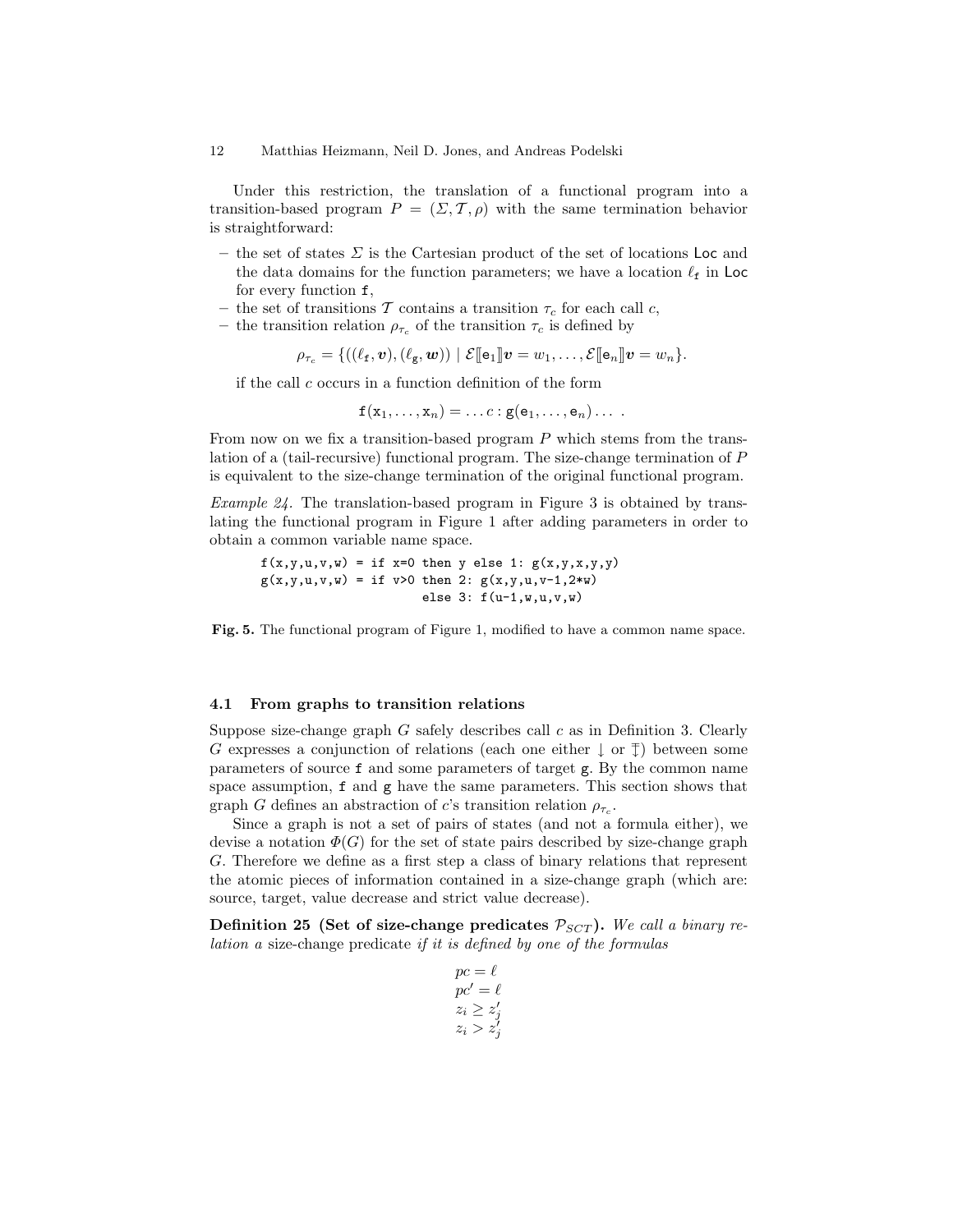Under this restriction, the translation of a functional program into a transition-based program $P = (\Sigma, \mathcal{T}, \rho)$ with the same termination behavior is straightforward:

- the set of states $\Sigma$ is the Cartesian product of the set of locations $\mathsf{Loc}$ and the data domains for the function parameters; we have a location $\ell_{\mathtt{f}}$ in $\mathsf{Loc}$ for every function $\mathtt{f}$,
- the set of transitions $\mathcal{T}$ contains a transition $\tau_c$ for each call $c$,
- the transition relation $\rho_{\tau_c}$ of the transition $\tau_c$ is defined by

$$\rho_{\tau_c} = \{((\ell_{\mathtt{f}}, \boldsymbol{v}), (\ell_{\mathtt{g}}, \boldsymbol{w})) \mid \mathcal{E}[\![\mathtt{e}_1]\!]\boldsymbol{v} = w_1, \ldots, \mathcal{E}[\![\mathtt{e}_n]\!]\boldsymbol{v} = w_n\}.$$

  if the call $c$ occurs in a function definition of the form

$$\mathtt{f}(\mathtt{x}_1, \ldots, \mathtt{x}_n) = \ldots c : \mathtt{g}(\mathtt{e}_1, \ldots, \mathtt{e}_n) \ldots \ .$$

From now on we fix a transition-based program $P$ which stems from the translation of a (tail-recursive) functional program. The size-change termination of $P$ is equivalent to the size-change termination of the original functional program.

*Example 24.* The translation-based program in Figure 3 is obtained by translating the functional program in Figure 1 after adding parameters in order to obtain a common variable name space.

```
f(x,y,u,v,w) = if x=0 then y else 1: g(x,y,x,y,y)
g(x,y,u,v,w) = if v>0 then 2: g(x,y,u,v-1,2*w)
                       else 3: f(u-1,w,u,v,w)
```

**Fig. 5.** The functional program of Figure 1, modified to have a common name space.

### 4.1 From graphs to transition relations

Suppose size-change graph $G$ safely describes call $c$ as in Definition 3. Clearly $G$ expresses a conjunction of relations (each one either $\downarrow$ or $\overset{=}{\downarrow}$) between some parameters of source $\mathtt{f}$ and some parameters of target $\mathtt{g}$. By the common name space assumption, $\mathtt{f}$ and $\mathtt{g}$ have the same parameters. This section shows that graph $G$ defines an abstraction of $c$'s transition relation $\rho_{\tau_c}$.

Since a graph is not a set of pairs of states (and not a formula either), we devise a notation $\Phi(G)$ for the set of state pairs described by size-change graph $G$. Therefore we define as a first step a class of binary relations that represent the atomic pieces of information contained in a size-change graph (which are: source, target, value decrease and strict value decrease).

**Definition 25 (Set of size-change predicates $\mathcal{P}_{SCT}$).** *We call a binary relation a* size-change predicate *if it is defined by one of the formulas*

$$\begin{aligned} &pc = \ell \\ &pc' = \ell \\ &z_i \geq z'_j \\ &z_i > z'_j \end{aligned}$$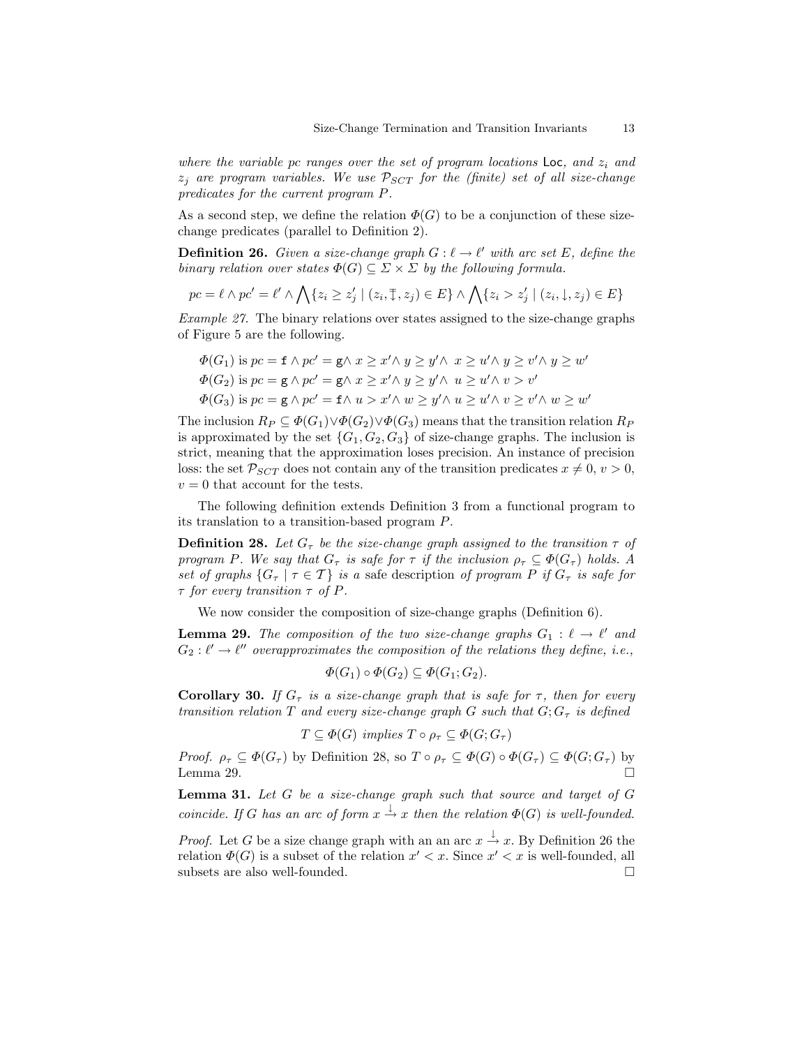*where the variable pc ranges over the set of program locations* $\mathsf{Loc}$*, and* $z_i$ *and* $z_j$ *are program variables. We use* $\mathcal{P}_{SCT}$ *for the (finite) set of all size-change predicates for the current program* $P$*.*

As a second step, we define the relation $\Phi(G)$ to be a conjunction of these size-change predicates (parallel to Definition 2).

**Definition 26.** *Given a size-change graph* $G : \ell \to \ell'$ *with arc set* $E$*, define the binary relation over states* $\Phi(G) \subseteq \Sigma \times \Sigma$ *by the following formula.*

$$pc = \ell \wedge pc' = \ell' \wedge \bigwedge\{z_i \geq z_j' \mid (z_i, \overset{=}{\downarrow}, z_j) \in E\} \wedge \bigwedge\{z_i > z_j' \mid (z_i, \downarrow, z_j) \in E\}$$

*Example 27.* The binary relations over states assigned to the size-change graphs of Figure 5 are the following.

$\Phi(G_1)$ is $pc = \mathtt{f} \wedge pc' = \mathtt{g} \wedge\ x \geq x' \wedge\ y \geq y' \wedge\ \ x \geq u' \wedge\ y \geq v' \wedge\ y \geq w'$

$\Phi(G_2)$ is $pc = \mathtt{g} \wedge pc' = \mathtt{g} \wedge\ x \geq x' \wedge\ y \geq y' \wedge\ \ u \geq u' \wedge\ v > v'$

$\Phi(G_3)$ is $pc = \mathtt{g} \wedge pc' = \mathtt{f} \wedge\ u > x' \wedge\ w \geq y' \wedge\ u \geq u' \wedge\ v \geq v' \wedge\ w \geq w'$

The inclusion $R_P \subseteq \Phi(G_1) \vee \Phi(G_2) \vee \Phi(G_3)$ means that the transition relation $R_P$ is approximated by the set $\{G_1, G_2, G_3\}$ of size-change graphs. The inclusion is strict, meaning that the approximation loses precision. An instance of precision loss: the set $\mathcal{P}_{SCT}$ does not contain any of the transition predicates $x \neq 0$, $v > 0$, $v = 0$ that account for the tests.

The following definition extends Definition 3 from a functional program to its translation to a transition-based program $P$.

**Definition 28.** *Let* $G_\tau$ *be the size-change graph assigned to the transition* $\tau$ *of program* $P$*. We say that* $G_\tau$ *is safe for* $\tau$ *if the inclusion* $\rho_\tau \subseteq \Phi(G_\tau)$ *holds. A set of graphs* $\{G_\tau \mid \tau \in \mathcal{T}\}$ *is a* safe description *of program* $P$ *if* $G_\tau$ *is safe for* $\tau$ *for every transition* $\tau$ *of* $P$*.*

We now consider the composition of size-change graphs (Definition 6).

**Lemma 29.** *The composition of the two size-change graphs* $G_1 : \ell \to \ell'$ *and* $G_2 : \ell' \to \ell''$ *overapproximates the composition of the relations they define, i.e.,*

$$\Phi(G_1) \circ \Phi(G_2) \subseteq \Phi(G_1; G_2).$$

**Corollary 30.** *If* $G_\tau$ *is a size-change graph that is safe for* $\tau$*, then for every transition relation* $T$ *and every size-change graph* $G$ *such that* $G; G_\tau$ *is defined*

$$T \subseteq \Phi(G) \text{ implies } T \circ \rho_\tau \subseteq \Phi(G; G_\tau)$$

*Proof.* $\rho_\tau \subseteq \Phi(G_\tau)$ by Definition 28, so $T \circ \rho_\tau \subseteq \Phi(G) \circ \Phi(G_\tau) \subseteq \Phi(G; G_\tau)$ by Lemma 29. □

**Lemma 31.** *Let* $G$ *be a size-change graph such that source and target of* $G$ *coincide. If* $G$ *has an arc of form* $x \xrightarrow{\downarrow} x$ *then the relation* $\Phi(G)$ *is well-founded.*

*Proof.* Let $G$ be a size change graph with an an arc $x \xrightarrow{\downarrow} x$. By Definition 26 the relation $\Phi(G)$ is a subset of the relation $x' < x$. Since $x' < x$ is well-founded, all subsets are also well-founded. □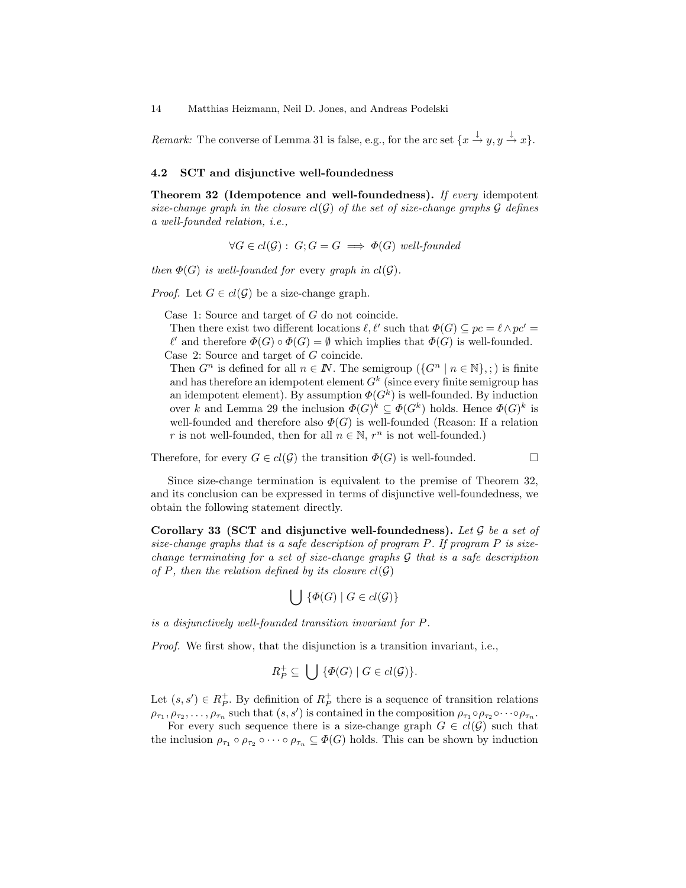*Remark:* The converse of Lemma 31 is false, e.g., for the arc set $\{x \xrightarrow{\downarrow} y, y \xrightarrow{\downarrow} x\}$.

### 4.2 SCT and disjunctive well-foundedness

**Theorem 32 (Idempotence and well-foundedness).** *If every idempotent size-change graph in the closure $cl(\mathcal{G})$ of the set of size-change graphs $\mathcal{G}$ defines a well-founded relation, i.e.,*

$$\forall G \in cl(\mathcal{G}) : \; G;G = G \implies \Phi(G) \text{ well-founded}$$

*then $\Phi(G)$ is well-founded for every graph in $cl(\mathcal{G})$.*

*Proof.* Let $G \in cl(\mathcal{G})$ be a size-change graph.

Case 1: Source and target of $G$ do not coincide.
Then there exist two different locations $\ell, \ell'$ such that $\Phi(G) \subseteq pc = \ell \wedge pc' = \ell'$ and therefore $\Phi(G) \circ \Phi(G) = \emptyset$ which implies that $\Phi(G)$ is well-founded.

Case 2: Source and target of $G$ coincide.
Then $G^n$ is defined for all $n \in I\!N$. The semigroup $(\{G^n \mid n \in \mathbb{N}\}, ;)$ is finite and has therefore an idempotent element $G^k$ (since every finite semigroup has an idempotent element). By assumption $\Phi(G^k)$ is well-founded. By induction over $k$ and Lemma 29 the inclusion $\Phi(G)^k \subseteq \Phi(G^k)$ holds. Hence $\Phi(G)^k$ is well-founded and therefore also $\Phi(G)$ is well-founded (Reason: If a relation $r$ is not well-founded, then for all $n \in \mathbb{N}$, $r^n$ is not well-founded.)

Therefore, for every $G \in cl(\mathcal{G})$ the transition $\Phi(G)$ is well-founded. $\square$

Since size-change termination is equivalent to the premise of Theorem 32, and its conclusion can be expressed in terms of disjunctive well-foundedness, we obtain the following statement directly.

**Corollary 33 (SCT and disjunctive well-foundedness).** *Let $\mathcal{G}$ be a set of size-change graphs that is a safe description of program $P$. If program $P$ is size-change terminating for a set of size-change graphs $\mathcal{G}$ that is a safe description of $P$, then the relation defined by its closure $cl(\mathcal{G})$*

$$\bigcup \{\Phi(G) \mid G \in cl(\mathcal{G})\}$$

*is a disjunctively well-founded transition invariant for $P$.*

*Proof.* We first show, that the disjunction is a transition invariant, i.e.,

$$R_P^+ \subseteq \bigcup \{\Phi(G) \mid G \in cl(\mathcal{G})\}.$$

Let $(s, s') \in R_P^+$. By definition of $R_P^+$ there is a sequence of transition relations $\rho_{\tau_1}, \rho_{\tau_2}, \ldots, \rho_{\tau_n}$ such that $(s, s')$ is contained in the composition $\rho_{\tau_1} \circ \rho_{\tau_2} \circ \cdots \circ \rho_{\tau_n}$.

For every such sequence there is a size-change graph $G \in cl(\mathcal{G})$ such that the inclusion $\rho_{\tau_1} \circ \rho_{\tau_2} \circ \cdots \circ \rho_{\tau_n} \subseteq \Phi(G)$ holds. This can be shown by induction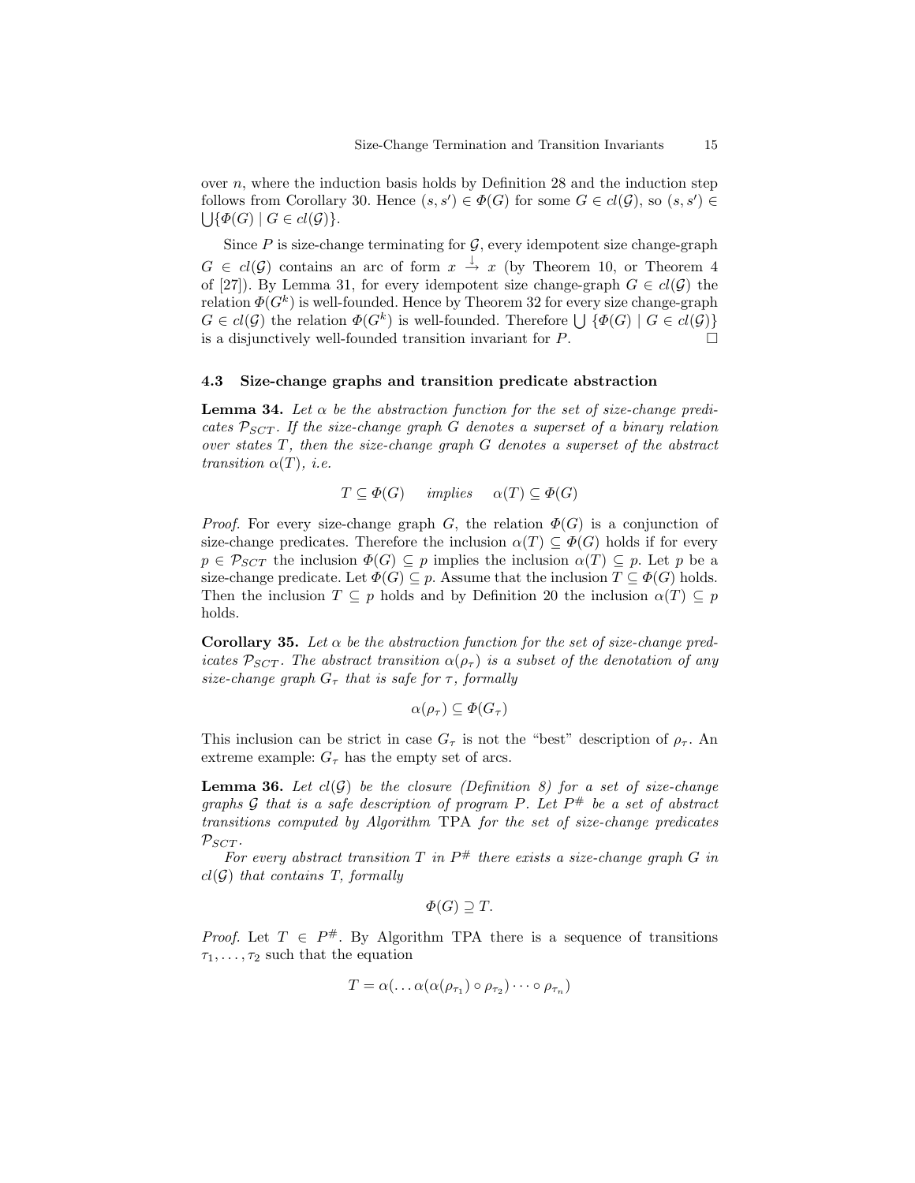over $n$, where the induction basis holds by Definition 28 and the induction step follows from Corollary 30. Hence $(s, s') \in \Phi(G)$ for some $G \in cl(\mathcal{G})$, so $(s, s') \in \bigcup\{\Phi(G) \mid G \in cl(\mathcal{G})\}$.

Since $P$ is size-change terminating for $\mathcal{G}$, every idempotent size change-graph $G \in cl(\mathcal{G})$ contains an arc of form $x \xrightarrow{\downarrow} x$ (by Theorem 10, or Theorem 4 of [27]). By Lemma 31, for every idempotent size change-graph $G \in cl(\mathcal{G})$ the relation $\Phi(G^k)$ is well-founded. Hence by Theorem 32 for every size change-graph $G \in cl(\mathcal{G})$ the relation $\Phi(G^k)$ is well-founded. Therefore $\bigcup \{\Phi(G) \mid G \in cl(\mathcal{G})\}$ is a disjunctively well-founded transition invariant for $P$. □

### 4.3 Size-change graphs and transition predicate abstraction

**Lemma 34.** *Let $\alpha$ be the abstraction function for the set of size-change predicates $\mathcal{P}_{SCT}$. If the size-change graph $G$ denotes a superset of a binary relation over states $T$, then the size-change graph $G$ denotes a superset of the abstract transition $\alpha(T)$, i.e.*

$$T \subseteq \Phi(G) \quad \textit{implies} \quad \alpha(T) \subseteq \Phi(G)$$

*Proof.* For every size-change graph $G$, the relation $\Phi(G)$ is a conjunction of size-change predicates. Therefore the inclusion $\alpha(T) \subseteq \Phi(G)$ holds if for every $p \in \mathcal{P}_{SCT}$ the inclusion $\Phi(G) \subseteq p$ implies the inclusion $\alpha(T) \subseteq p$. Let $p$ be a size-change predicate. Let $\Phi(G) \subseteq p$. Assume that the inclusion $T \subseteq \Phi(G)$ holds. Then the inclusion $T \subseteq p$ holds and by Definition 20 the inclusion $\alpha(T) \subseteq p$ holds.

**Corollary 35.** *Let $\alpha$ be the abstraction function for the set of size-change predicates $\mathcal{P}_{SCT}$. The abstract transition $\alpha(\rho_\tau)$ is a subset of the denotation of any size-change graph $G_\tau$ that is safe for $\tau$, formally*

$$\alpha(\rho_\tau) \subseteq \Phi(G_\tau)$$

This inclusion can be strict in case $G_\tau$ is not the "best" description of $\rho_\tau$. An extreme example: $G_\tau$ has the empty set of arcs.

**Lemma 36.** *Let $cl(\mathcal{G})$ be the closure (Definition 8) for a set of size-change graphs $\mathcal{G}$ that is a safe description of program $P$. Let $P^\#$ be a set of abstract transitions computed by Algorithm* TPA *for the set of size-change predicates $\mathcal{P}_{SCT}$.*

*For every abstract transition $T$ in $P^\#$ there exists a size-change graph $G$ in $cl(\mathcal{G})$ that contains $T$, formally*

$$\Phi(G) \supseteq T.$$

*Proof.* Let $T \in P^\#$. By Algorithm TPA there is a sequence of transitions $\tau_1, \ldots, \tau_2$ such that the equation

$$T = \alpha(\ldots \alpha(\alpha(\rho_{\tau_1}) \circ \rho_{\tau_2}) \cdots \circ \rho_{\tau_n})$$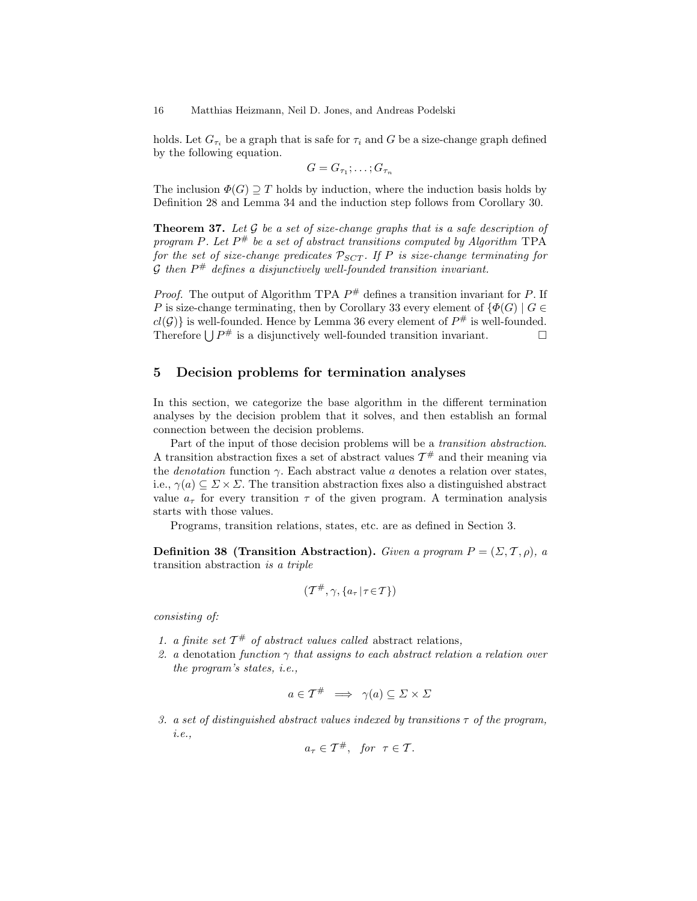holds. Let $G_{\tau_i}$ be a graph that is safe for $\tau_i$ and $G$ be a size-change graph defined by the following equation.

$$G = G_{\tau_1}; \ldots ; G_{\tau_n}$$

The inclusion $\Phi(G) \supseteq T$ holds by induction, where the induction basis holds by Definition 28 and Lemma 34 and the induction step follows from Corollary 30.

**Theorem 37.** *Let $\mathcal{G}$ be a set of size-change graphs that is a safe description of program $P$. Let $P^{\#}$ be a set of abstract transitions computed by Algorithm* TPA *for the set of size-change predicates $\mathcal{P}_{SCT}$. If $P$ is size-change terminating for $\mathcal{G}$ then $P^{\#}$ defines a disjunctively well-founded transition invariant.*

*Proof.* The output of Algorithm TPA $P^{\#}$ defines a transition invariant for $P$. If $P$ is size-change terminating, then by Corollary 33 every element of $\{\Phi(G) \mid G \in cl(\mathcal{G})\}$ is well-founded. Hence by Lemma 36 every element of $P^{\#}$ is well-founded. Therefore $\bigcup P^{\#}$ is a disjunctively well-founded transition invariant. □

## 5 Decision problems for termination analyses

In this section, we categorize the base algorithm in the different termination analyses by the decision problem that it solves, and then establish an formal connection between the decision problems.

Part of the input of those decision problems will be a *transition abstraction*. A transition abstraction fixes a set of abstract values $\mathcal{T}^{\#}$ and their meaning via the *denotation* function $\gamma$. Each abstract value $a$ denotes a relation over states, i.e., $\gamma(a) \subseteq \Sigma \times \Sigma$. The transition abstraction fixes also a distinguished abstract value $a_\tau$ for every transition $\tau$ of the given program. A termination analysis starts with those values.

Programs, transition relations, states, etc. are as defined in Section 3.

**Definition 38 (Transition Abstraction).** *Given a program $P = (\Sigma, \mathcal{T}, \rho)$, a* transition abstraction *is a triple*

$$(\mathcal{T}^{\#}, \gamma, \{a_\tau \mid \tau \in \mathcal{T}\})$$

*consisting of:*

1. *a finite set $\mathcal{T}^{\#}$ of abstract values called* abstract relations*,*
2. *a* denotation *function $\gamma$ that assigns to each abstract relation a relation over the program's states, i.e.,*

$$a \in \mathcal{T}^{\#} \implies \gamma(a) \subseteq \Sigma \times \Sigma$$

3. *a set of distinguished abstract values indexed by transitions $\tau$ of the program, i.e.,*

$$a_\tau \in \mathcal{T}^{\#}, \quad for \quad \tau \in \mathcal{T}.$$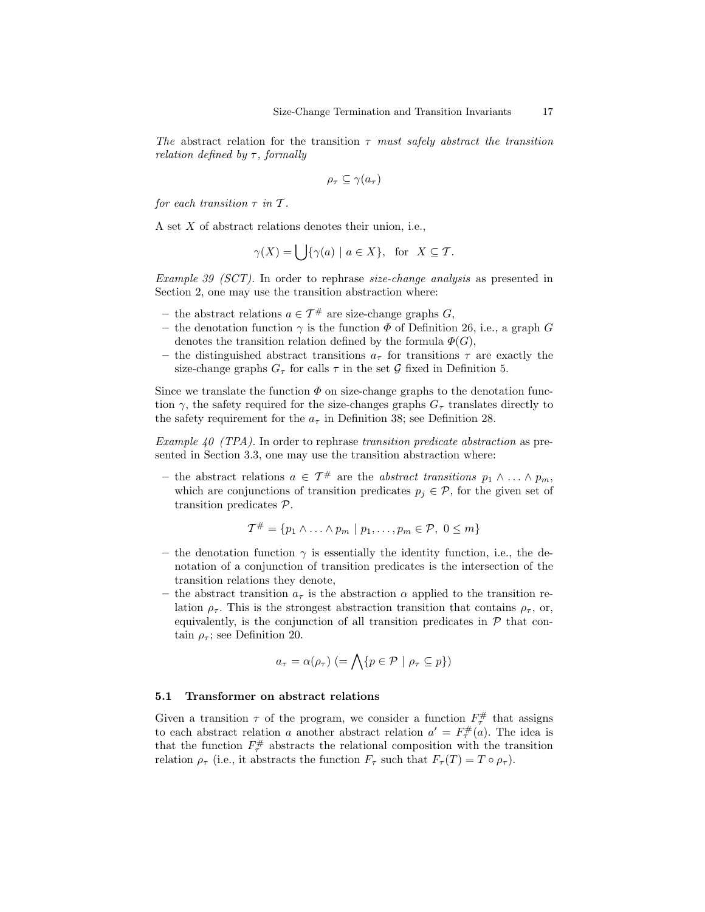*The* abstract relation for the transition $\tau$ *must safely abstract the transition relation defined by* $\tau$*, formally*

$$\rho_\tau \subseteq \gamma(a_\tau)$$

*for each transition* $\tau$ *in* $\mathcal{T}$*.*

A set $X$ of abstract relations denotes their union, i.e.,

$$\gamma(X) = \bigcup\{\gamma(a) \mid a \in X\}, \quad \text{for} \quad X \subseteq \mathcal{T}.$$

*Example 39 (SCT).* In order to rephrase *size-change analysis* as presented in Section 2, one may use the transition abstraction where:

- the abstract relations $a \in \mathcal{T}^\#$ are size-change graphs $G$,
- the denotation function $\gamma$ is the function $\Phi$ of Definition 26, i.e., a graph $G$ denotes the transition relation defined by the formula $\Phi(G)$,
- the distinguished abstract transitions $a_\tau$ for transitions $\tau$ are exactly the size-change graphs $G_\tau$ for calls $\tau$ in the set $\mathcal{G}$ fixed in Definition 5.

Since we translate the function $\Phi$ on size-change graphs to the denotation function $\gamma$, the safety required for the size-changes graphs $G_\tau$ translates directly to the safety requirement for the $a_\tau$ in Definition 38; see Definition 28.

*Example 40 (TPA).* In order to rephrase *transition predicate abstraction* as presented in Section 3.3, one may use the transition abstraction where:

- the abstract relations $a \in \mathcal{T}^\#$ are the *abstract transitions* $p_1 \wedge \ldots \wedge p_m$, which are conjunctions of transition predicates $p_j \in \mathcal{P}$, for the given set of transition predicates $\mathcal{P}$.

$$\mathcal{T}^\# = \{p_1 \wedge \ldots \wedge p_m \mid p_1, \ldots, p_m \in \mathcal{P},\ 0 \leq m\}$$

- the denotation function $\gamma$ is essentially the identity function, i.e., the denotation of a conjunction of transition predicates is the intersection of the transition relations they denote,
- the abstract transition $a_\tau$ is the abstraction $\alpha$ applied to the transition relation $\rho_\tau$. This is the strongest abstraction transition that contains $\rho_\tau$, or, equivalently, is the conjunction of all transition predicates in $\mathcal{P}$ that contain $\rho_\tau$; see Definition 20.

$$a_\tau = \alpha(\rho_\tau)\ (= \bigwedge\{p \in \mathcal{P} \mid \rho_\tau \subseteq p\})$$

### 5.1 Transformer on abstract relations

Given a transition $\tau$ of the program, we consider a function $F^\#_\tau$ that assigns to each abstract relation $a$ another abstract relation $a' = F^\#_\tau(a)$. The idea is that the function $F^\#_\tau$ abstracts the relational composition with the transition relation $\rho_\tau$ (i.e., it abstracts the function $F_\tau$ such that $F_\tau(T) = T \circ \rho_\tau$).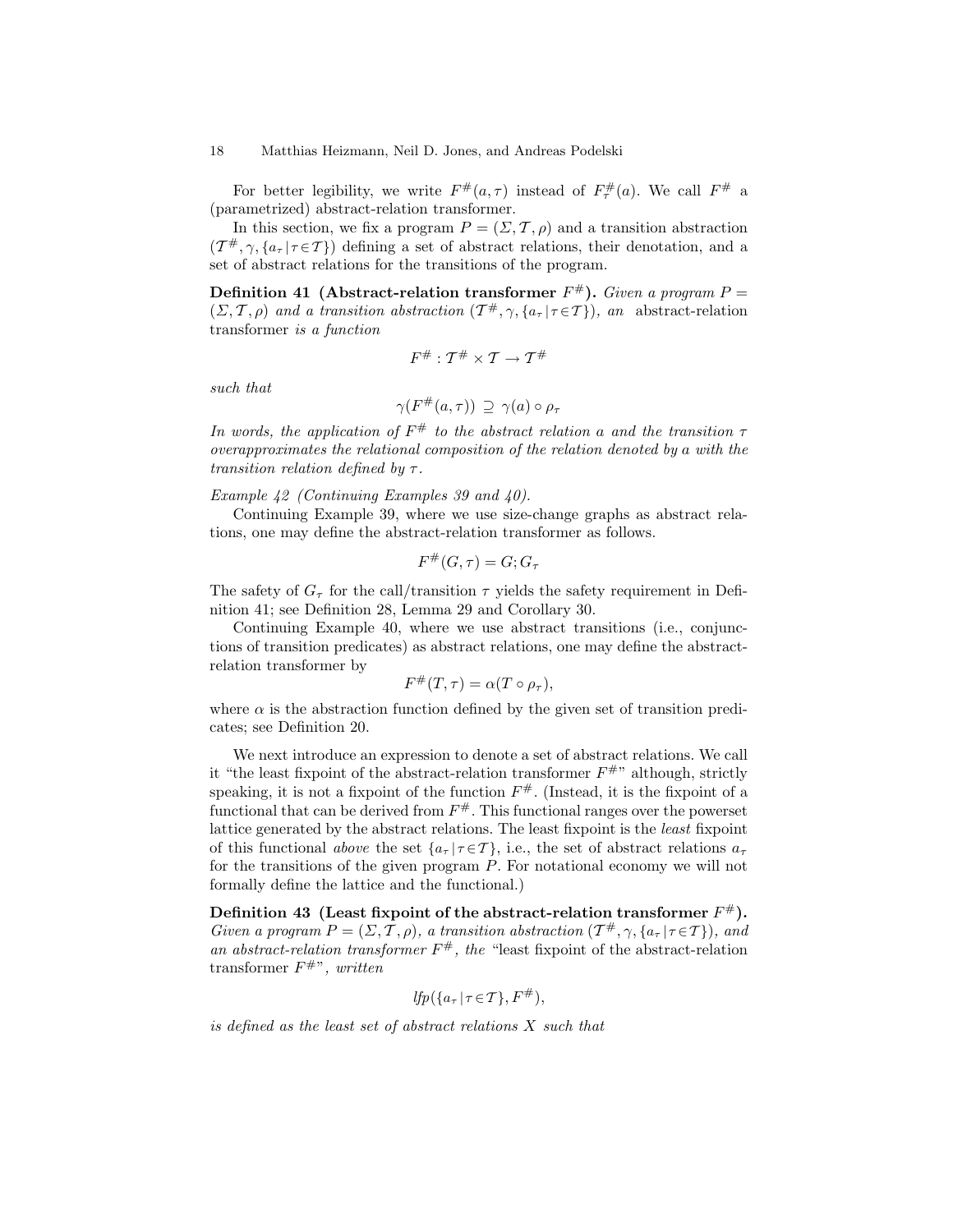For better legibility, we write $F^{\#}(a,\tau)$ instead of $F^{\#}_{\tau}(a)$. We call $F^{\#}$ a (parametrized) abstract-relation transformer.

In this section, we fix a program $P = (\Sigma, \mathcal{T}, \rho)$ and a transition abstraction $(\mathcal{T}^{\#}, \gamma, \{a_\tau \,|\, \tau \in \mathcal{T}\})$ defining a set of abstract relations, their denotation, and a set of abstract relations for the transitions of the program.

**Definition 41 (Abstract-relation transformer $F^{\#}$).** *Given a program $P = (\Sigma, \mathcal{T}, \rho)$ and a transition abstraction $(\mathcal{T}^{\#}, \gamma, \{a_\tau \,|\, \tau \in \mathcal{T}\})$, an* abstract-relation transformer *is a function*

$$F^{\#} : \mathcal{T}^{\#} \times \mathcal{T} \to \mathcal{T}^{\#}$$

*such that*

$$\gamma(F^{\#}(a,\tau)) \supseteq \gamma(a) \circ \rho_\tau$$

*In words, the application of $F^{\#}$ to the abstract relation $a$ and the transition $\tau$ overapproximates the relational composition of the relation denoted by $a$ with the transition relation defined by $\tau$.*

*Example 42 (Continuing Examples 39 and 40).*

Continuing Example 39, where we use size-change graphs as abstract relations, one may define the abstract-relation transformer as follows.

$$F^{\#}(G, \tau) = G; G_\tau$$

The safety of $G_\tau$ for the call/transition $\tau$ yields the safety requirement in Definition 41; see Definition 28, Lemma 29 and Corollary 30.

Continuing Example 40, where we use abstract transitions (i.e., conjunctions of transition predicates) as abstract relations, one may define the abstract-relation transformer by

$$F^{\#}(T, \tau) = \alpha(T \circ \rho_\tau),$$

where $\alpha$ is the abstraction function defined by the given set of transition predicates; see Definition 20.

We next introduce an expression to denote a set of abstract relations. We call it "the least fixpoint of the abstract-relation transformer $F^{\#}$" although, strictly speaking, it is not a fixpoint of the function $F^{\#}$. (Instead, it is the fixpoint of a functional that can be derived from $F^{\#}$. This functional ranges over the powerset lattice generated by the abstract relations. The least fixpoint is the *least* fixpoint of this functional *above* the set $\{a_\tau \,|\, \tau \in \mathcal{T}\}$, i.e., the set of abstract relations $a_\tau$ for the transitions of the given program $P$. For notational economy we will not formally define the lattice and the functional.)

**Definition 43 (Least fixpoint of the abstract-relation transformer $F^{\#}$).** *Given a program $P = (\Sigma, \mathcal{T}, \rho)$, a transition abstraction $(\mathcal{T}^{\#}, \gamma, \{a_\tau \,|\, \tau \in \mathcal{T}\})$, and an abstract-relation transformer $F^{\#}$, the* "least fixpoint of the abstract-relation transformer $F^{\#}$"*, written*

$$\mathit{lfp}(\{a_\tau \,|\, \tau \in \mathcal{T}\}, F^{\#}),$$

*is defined as the least set of abstract relations $X$ such that*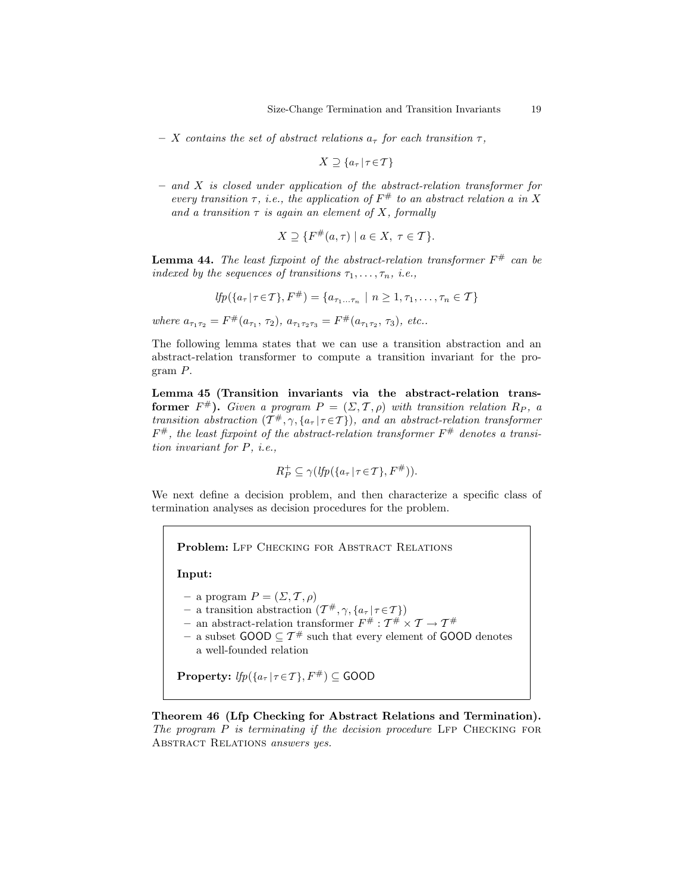– *X contains the set of abstract relations $a_\tau$ for each transition $\tau$,*

$$X \supseteq \{a_\tau \,|\, \tau \in \mathcal{T}\}$$

– *and X is closed under application of the abstract-relation transformer for every transition $\tau$, i.e., the application of $F^\#$ to an abstract relation a in X and a transition $\tau$ is again an element of X, formally*

$$X \supseteq \{F^\#(a, \tau) \mid a \in X,\ \tau \in \mathcal{T}\}.$$

**Lemma 44.** *The least fixpoint of the abstract-relation transformer $F^\#$ can be indexed by the sequences of transitions $\tau_1, \ldots, \tau_n$, i.e.,*

$$lfp(\{a_\tau \,|\, \tau \in \mathcal{T}\}, F^\#) = \{a_{\tau_1 \ldots \tau_n} \mid n \geq 1, \tau_1, \ldots, \tau_n \in \mathcal{T}\}$$

*where $a_{\tau_1\tau_2} = F^\#(a_{\tau_1}, \tau_2)$, $a_{\tau_1\tau_2\tau_3} = F^\#(a_{\tau_1\tau_2}, \tau_3)$, etc..*

The following lemma states that we can use a transition abstraction and an abstract-relation transformer to compute a transition invariant for the program $P$.

**Lemma 45 (Transition invariants via the abstract-relation transformer $F^\#$).** *Given a program $P = (\Sigma, \mathcal{T}, \rho)$ with transition relation $R_P$, a transition abstraction $(\mathcal{T}^\#, \gamma, \{a_\tau \,|\, \tau \in \mathcal{T}\})$, and an abstract-relation transformer $F^\#$, the least fixpoint of the abstract-relation transformer $F^\#$ denotes a transition invariant for P, i.e.,*

$$R_P^+ \subseteq \gamma(lfp(\{a_\tau \,|\, \tau \in \mathcal{T}\}, F^\#)).$$

We next define a decision problem, and then characterize a specific class of termination analyses as decision procedures for the problem.

**Problem:** Lfp Checking for Abstract Relations

**Input:**

- a program $P = (\Sigma, \mathcal{T}, \rho)$
- a transition abstraction $(\mathcal{T}^\#, \gamma, \{a_\tau \,|\, \tau \in \mathcal{T}\})$
- an abstract-relation transformer $F^\# : \mathcal{T}^\# \times \mathcal{T} \rightarrow \mathcal{T}^\#$
- a subset $\mathsf{GOOD} \subseteq \mathcal{T}^\#$ such that every element of $\mathsf{GOOD}$ denotes a well-founded relation

**Property:** $lfp(\{a_\tau \,|\, \tau \in \mathcal{T}\}, F^\#) \subseteq \mathsf{GOOD}$

**Theorem 46 (Lfp Checking for Abstract Relations and Termination).** *The program P is terminating if the decision procedure* Lfp Checking for Abstract Relations *answers yes.*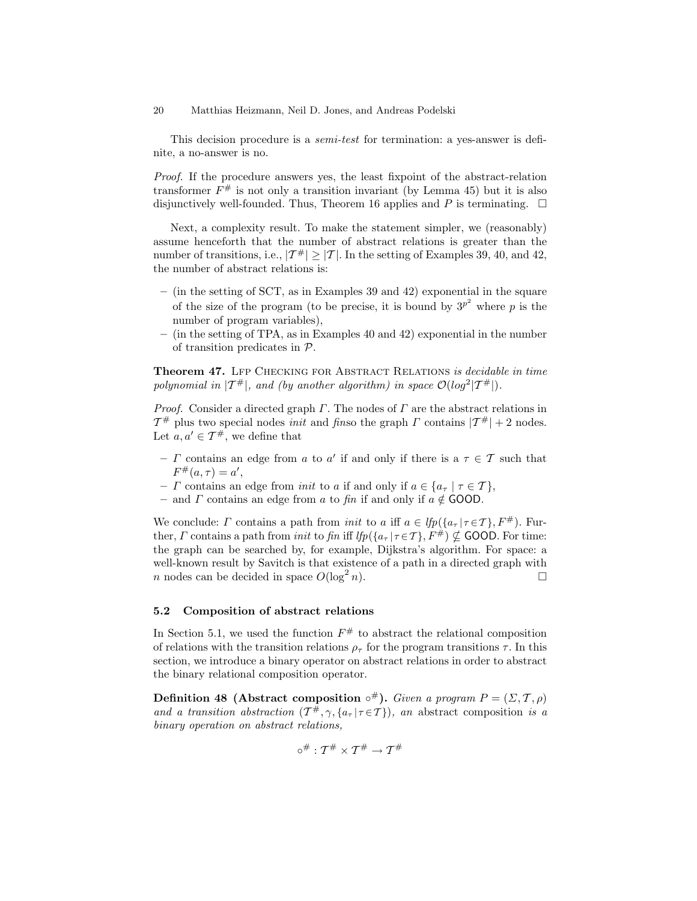This decision procedure is a *semi-test* for termination: a yes-answer is definite, a no-answer is no.

*Proof.* If the procedure answers yes, the least fixpoint of the abstract-relation transformer $F^{\#}$ is not only a transition invariant (by Lemma 45) but it is also disjunctively well-founded. Thus, Theorem 16 applies and $P$ is terminating. □

Next, a complexity result. To make the statement simpler, we (reasonably) assume henceforth that the number of abstract relations is greater than the number of transitions, i.e., $|\mathcal{T}^{\#}| \geq |\mathcal{T}|$. In the setting of Examples 39, 40, and 42, the number of abstract relations is:

- (in the setting of SCT, as in Examples 39 and 42) exponential in the square of the size of the program (to be precise, it is bound by $3^{p^2}$ where $p$ is the number of program variables),
- (in the setting of TPA, as in Examples 40 and 42) exponential in the number of transition predicates in $\mathcal{P}$.

**Theorem 47.** Lfp Checking for Abstract Relations *is decidable in time polynomial in $|\mathcal{T}^{\#}|$, and (by another algorithm) in space $\mathcal{O}(log^2|\mathcal{T}^{\#}|)$.*

*Proof.* Consider a directed graph $\Gamma$. The nodes of $\Gamma$ are the abstract relations in $\mathcal{T}^{\#}$ plus two special nodes *init* and *fin*so the graph $\Gamma$ contains $|\mathcal{T}^{\#}| + 2$ nodes. Let $a, a' \in \mathcal{T}^{\#}$, we define that

- $\Gamma$ contains an edge from $a$ to $a'$ if and only if there is a $\tau \in \mathcal{T}$ such that $F^{\#}(a, \tau) = a'$,
- $\Gamma$ contains an edge from *init* to $a$ if and only if $a \in \{a_\tau \mid \tau \in \mathcal{T}\}$,
- and $\Gamma$ contains an edge from $a$ to *fin* if and only if $a \notin \mathsf{GOOD}$.

We conclude: $\Gamma$ contains a path from *init* to $a$ iff $a \in \mathit{lfp}(\{a_\tau \mid \tau \in \mathcal{T}\}, F^{\#})$. Further, $\Gamma$ contains a path from *init* to *fin* iff $\mathit{lfp}(\{a_\tau \mid \tau \in \mathcal{T}\}, F^{\#}) \nsubseteq \mathsf{GOOD}$. For time: the graph can be searched by, for example, Dijkstra's algorithm. For space: a well-known result by Savitch is that existence of a path in a directed graph with $n$ nodes can be decided in space $O(\log^2 n)$. □

### 5.2 Composition of abstract relations

In Section 5.1, we used the function $F^{\#}$ to abstract the relational composition of relations with the transition relations $\rho_\tau$ for the program transitions $\tau$. In this section, we introduce a binary operator on abstract relations in order to abstract the binary relational composition operator.

**Definition 48 (Abstract composition $\circ^{\#}$).** *Given a program $P = (\Sigma, \mathcal{T}, \rho)$ and a transition abstraction $(\mathcal{T}^{\#}, \gamma, \{a_\tau \mid \tau \in \mathcal{T}\})$, an* abstract composition *is a binary operation on abstract relations,*

$$\circ^{\#} : \mathcal{T}^{\#} \times \mathcal{T}^{\#} \rightarrow \mathcal{T}^{\#}$$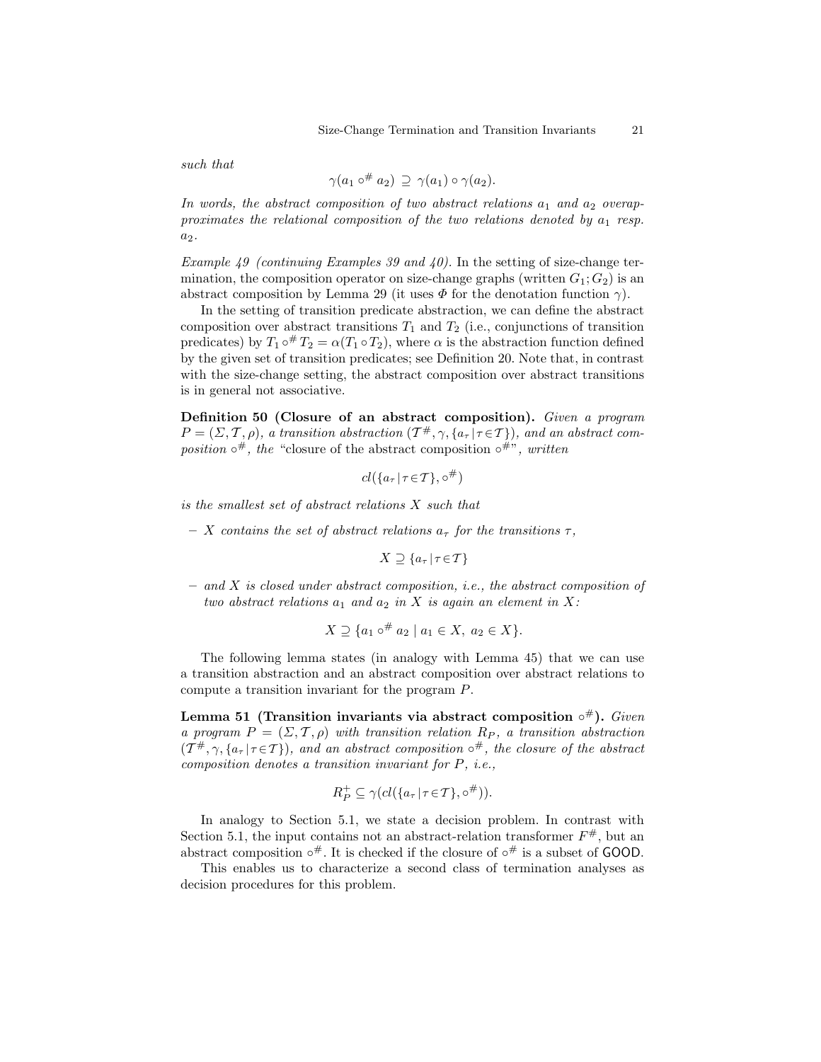*such that*

$$\gamma(a_1 \circ^{\#} a_2) \supseteq \gamma(a_1) \circ \gamma(a_2).$$

*In words, the abstract composition of two abstract relations $a_1$ and $a_2$ overapproximates the relational composition of the two relations denoted by $a_1$ resp. $a_2$.*

*Example 49 (continuing Examples 39 and 40).* In the setting of size-change termination, the composition operator on size-change graphs (written $G_1; G_2$) is an abstract composition by Lemma 29 (it uses $\Phi$ for the denotation function $\gamma$).

In the setting of transition predicate abstraction, we can define the abstract composition over abstract transitions $T_1$ and $T_2$ (i.e., conjunctions of transition predicates) by $T_1 \circ^{\#} T_2 = \alpha(T_1 \circ T_2)$, where $\alpha$ is the abstraction function defined by the given set of transition predicates; see Definition 20. Note that, in contrast with the size-change setting, the abstract composition over abstract transitions is in general not associative.

**Definition 50 (Closure of an abstract composition).** *Given a program $P = (\Sigma, \mathcal{T}, \rho)$, a transition abstraction $(\mathcal{T}^{\#}, \gamma, \{a_\tau \,|\, \tau \in \mathcal{T}\})$, and an abstract composition $\circ^{\#}$, the* "closure of the abstract composition $\circ^{\#}$", *written*

$$cl(\{a_\tau \,|\, \tau \in \mathcal{T}\}, \circ^{\#})$$

*is the smallest set of abstract relations $X$ such that*

- *$X$ contains the set of abstract relations $a_\tau$ for the transitions $\tau$,*

$$X \supseteq \{a_\tau \,|\, \tau \in \mathcal{T}\}$$

- *and $X$ is closed under abstract composition, i.e., the abstract composition of two abstract relations $a_1$ and $a_2$ in $X$ is again an element in $X$:*

$$X \supseteq \{a_1 \circ^{\#} a_2 \mid a_1 \in X,\ a_2 \in X\}.$$

The following lemma states (in analogy with Lemma 45) that we can use a transition abstraction and an abstract composition over abstract relations to compute a transition invariant for the program $P$.

**Lemma 51 (Transition invariants via abstract composition $\circ^{\#}$).** *Given a program $P = (\Sigma, \mathcal{T}, \rho)$ with transition relation $R_P$, a transition abstraction $(\mathcal{T}^{\#}, \gamma, \{a_\tau \,|\, \tau \in \mathcal{T}\})$, and an abstract composition $\circ^{\#}$, the closure of the abstract composition denotes a transition invariant for $P$, i.e.,*

$$R_P^{+} \subseteq \gamma(cl(\{a_\tau \,|\, \tau \in \mathcal{T}\}, \circ^{\#})).$$

In analogy to Section 5.1, we state a decision problem. In contrast with Section 5.1, the input contains not an abstract-relation transformer $F^{\#}$, but an abstract composition $\circ^{\#}$. It is checked if the closure of $\circ^{\#}$ is a subset of $\mathsf{GOOD}$.

This enables us to characterize a second class of termination analyses as decision procedures for this problem.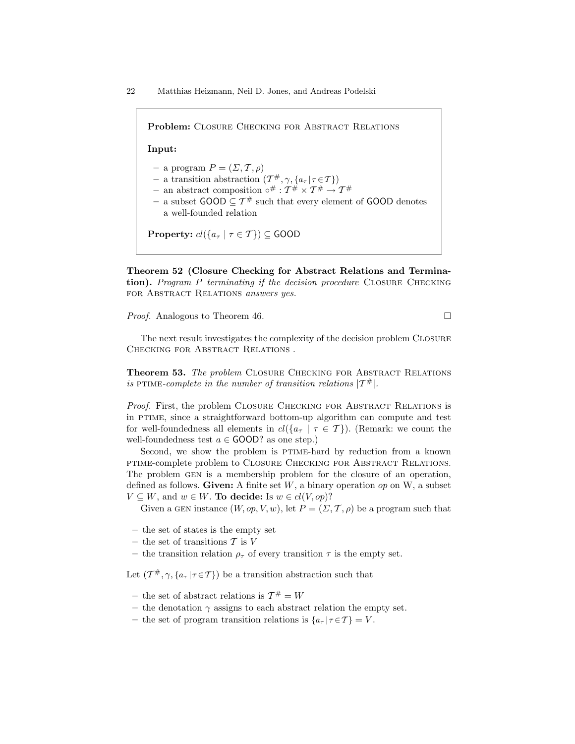**Problem:** Closure Checking for Abstract Relations

**Input:**

- a program $P = (\Sigma, \mathcal{T}, \rho)$
- a transition abstraction $(\mathcal{T}^\#, \gamma, \{a_\tau \mid \tau \in \mathcal{T}\})$
- an abstract composition $\circ^\# : \mathcal{T}^\# \times \mathcal{T}^\# \to \mathcal{T}^\#$
- a subset $\mathsf{GOOD} \subseteq \mathcal{T}^\#$ such that every element of $\mathsf{GOOD}$ denotes a well-founded relation

**Property:** $cl(\{a_\tau \mid \tau \in \mathcal{T}\}) \subseteq \mathsf{GOOD}$

**Theorem 52 (Closure Checking for Abstract Relations and Termination).** *Program P terminating if the decision procedure* Closure Checking for Abstract Relations *answers yes.*

*Proof.* Analogous to Theorem 46. □

The next result investigates the complexity of the decision problem Closure Checking for Abstract Relations .

**Theorem 53.** *The problem* Closure Checking for Abstract Relations *is* ptime*-complete in the number of transition relations* $|\mathcal{T}^\#|$.

*Proof.* First, the problem Closure Checking for Abstract Relations is in ptime, since a straightforward bottom-up algorithm can compute and test for well-foundedness all elements in $cl(\{a_\tau \mid \tau \in \mathcal{T}\})$. (Remark: we count the well-foundedness test $a \in \mathsf{GOOD}$? as one step.)

Second, we show the problem is ptime-hard by reduction from a known ptime-complete problem to Closure Checking for Abstract Relations. The problem gen is a membership problem for the closure of an operation, defined as follows. **Given:** A finite set $W$, a binary operation $op$ on W, a subset $V \subseteq W$, and $w \in W$. **To decide:** Is $w \in cl(V, op)$?

Given a gen instance $(W, op, V, w)$, let $P = (\Sigma, \mathcal{T}, \rho)$ be a program such that

- the set of states is the empty set
- the set of transitions $\mathcal{T}$ is $V$
- the transition relation $\rho_\tau$ of every transition $\tau$ is the empty set.

Let $(\mathcal{T}^\#, \gamma, \{a_\tau \mid \tau \in \mathcal{T}\})$ be a transition abstraction such that

- the set of abstract relations is $\mathcal{T}^\# = W$
- the denotation $\gamma$ assigns to each abstract relation the empty set.
- the set of program transition relations is $\{a_\tau \mid \tau \in \mathcal{T}\} = V$.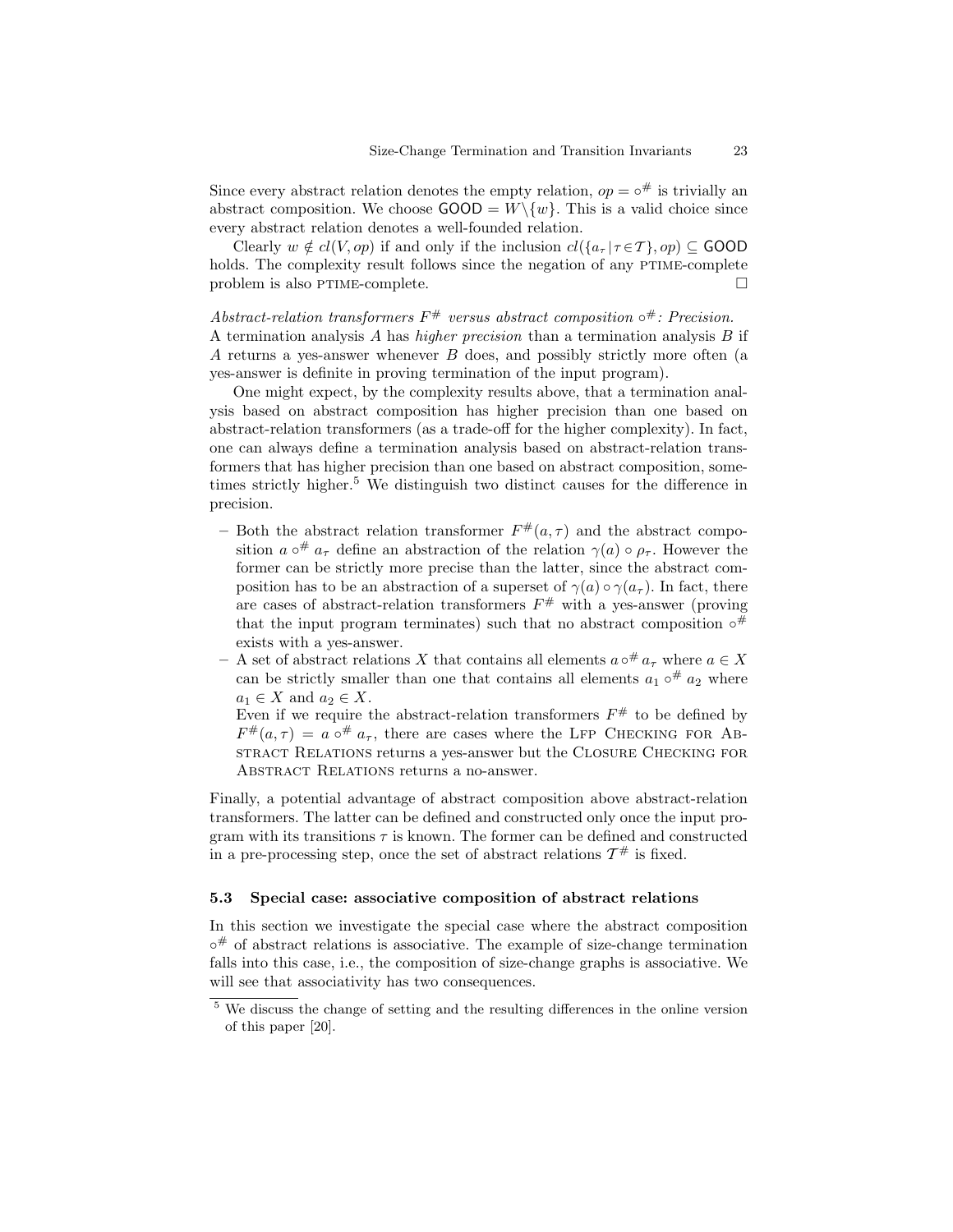Since every abstract relation denotes the empty relation, $op = \circ^{\#}$ is trivially an abstract composition. We choose $\mathsf{GOOD} = W \backslash \{w\}$. This is a valid choice since every abstract relation denotes a well-founded relation.

Clearly $w \notin cl(V, op)$ if and only if the inclusion $cl(\{a_\tau \mid \tau \in \mathcal{T}\}, op) \subseteq \mathsf{GOOD}$ holds. The complexity result follows since the negation of any PTIME-complete problem is also PTIME-complete. □

*Abstract-relation transformers $F^{\#}$ versus abstract composition $\circ^{\#}$: Precision.* A termination analysis $A$ has *higher precision* than a termination analysis $B$ if $A$ returns a yes-answer whenever $B$ does, and possibly strictly more often (a yes-answer is definite in proving termination of the input program).

One might expect, by the complexity results above, that a termination analysis based on abstract composition has higher precision than one based on abstract-relation transformers (as a trade-off for the higher complexity). In fact, one can always define a termination analysis based on abstract-relation transformers that has higher precision than one based on abstract composition, sometimes strictly higher.[5] We distinguish two distinct causes for the difference in precision.

- Both the abstract relation transformer $F^{\#}(a, \tau)$ and the abstract composition $a \circ^{\#} a_\tau$ define an abstraction of the relation $\gamma(a) \circ \rho_\tau$. However the former can be strictly more precise than the latter, since the abstract composition has to be an abstraction of a superset of $\gamma(a) \circ \gamma(a_\tau)$. In fact, there are cases of abstract-relation transformers $F^{\#}$ with a yes-answer (proving that the input program terminates) such that no abstract composition $\circ^{\#}$ exists with a yes-answer.
- A set of abstract relations $X$ that contains all elements $a \circ^{\#} a_\tau$ where $a \in X$ can be strictly smaller than one that contains all elements $a_1 \circ^{\#} a_2$ where $a_1 \in X$ and $a_2 \in X$.
  Even if we require the abstract-relation transformers $F^{\#}$ to be defined by $F^{\#}(a, \tau) = a \circ^{\#} a_\tau$, there are cases where the LFP CHECKING FOR ABSTRACT RELATIONS returns a yes-answer but the CLOSURE CHECKING FOR ABSTRACT RELATIONS returns a no-answer.

Finally, a potential advantage of abstract composition above abstract-relation transformers. The latter can be defined and constructed only once the input program with its transitions $\tau$ is known. The former can be defined and constructed in a pre-processing step, once the set of abstract relations $\mathcal{T}^{\#}$ is fixed.

### 5.3 Special case: associative composition of abstract relations

In this section we investigate the special case where the abstract composition $\circ^{\#}$ of abstract relations is associative. The example of size-change termination falls into this case, i.e., the composition of size-change graphs is associative. We will see that associativity has two consequences.

[5] We discuss the change of setting and the resulting differences in the online version of this paper [20].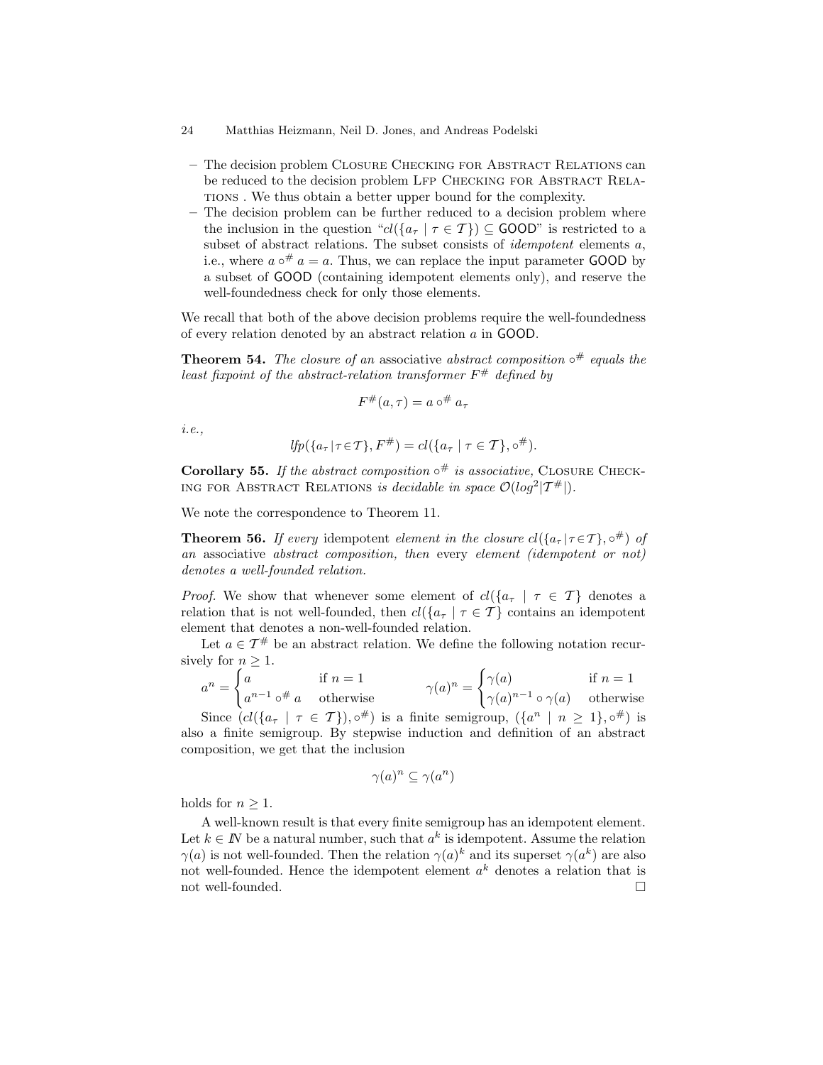– The decision problem Closure Checking for Abstract Relations can be reduced to the decision problem Lfp Checking for Abstract Relations . We thus obtain a better upper bound for the complexity.
– The decision problem can be further reduced to a decision problem where the inclusion in the question "$cl(\{a_\tau \mid \tau \in \mathcal{T}\}) \subseteq \mathsf{GOOD}$" is restricted to a subset of abstract relations. The subset consists of *idempotent* elements $a$, i.e., where $a \circ^\# a = a$. Thus, we can replace the input parameter GOOD by a subset of GOOD (containing idempotent elements only), and reserve the well-foundedness check for only those elements.

We recall that both of the above decision problems require the well-foundedness of every relation denoted by an abstract relation $a$ in GOOD.

**Theorem 54.** *The closure of an* associative *abstract composition* $\circ^\#$ *equals the least fixpoint of the abstract-relation transformer* $F^\#$ *defined by*

$$F^\#(a, \tau) = a \circ^\# a_\tau$$

*i.e.,*

$$lfp(\{a_\tau \mid \tau \in \mathcal{T}\}, F^\#) = cl(\{a_\tau \mid \tau \in \mathcal{T}\}, \circ^\#).$$

**Corollary 55.** *If the abstract composition* $\circ^\#$ *is associative,* Closure Checking for Abstract Relations *is decidable in space* $\mathcal{O}(log^2 |\mathcal{T}^\#|)$.

We note the correspondence to Theorem 11.

**Theorem 56.** *If* every idempotent *element in the closure* $cl(\{a_\tau \mid \tau \in \mathcal{T}\}, \circ^\#)$ *of an* associative *abstract composition, then* every *element (idempotent or not) denotes a well-founded relation.*

*Proof.* We show that whenever some element of $cl(\{a_\tau \mid \tau \in \mathcal{T}\}$ denotes a relation that is not well-founded, then $cl(\{a_\tau \mid \tau \in \mathcal{T}\}$ contains an idempotent element that denotes a non-well-founded relation.

Let $a \in \mathcal{T}^\#$ be an abstract relation. We define the following notation recursively for $n \geq 1$.

$$a^n = \begin{cases} a & \text{if } n = 1 \\ a^{n-1} \circ^\# a & \text{otherwise} \end{cases} \qquad \gamma(a)^n = \begin{cases} \gamma(a) & \text{if } n = 1 \\ \gamma(a)^{n-1} \circ \gamma(a) & \text{otherwise} \end{cases}$$

Since $(cl(\{a_\tau \mid \tau \in \mathcal{T}\}), \circ^\#)$ is a finite semigroup, $(\{a^n \mid n \geq 1\}, \circ^\#)$ is also a finite semigroup. By stepwise induction and definition of an abstract composition, we get that the inclusion

$$\gamma(a)^n \subseteq \gamma(a^n)$$

holds for $n \geq 1$.

A well-known result is that every finite semigroup has an idempotent element. Let $k \in \mathbb{N}$ be a natural number, such that $a^k$ is idempotent. Assume the relation $\gamma(a)$ is not well-founded. Then the relation $\gamma(a)^k$ and its superset $\gamma(a^k)$ are also not well-founded. Hence the idempotent element $a^k$ denotes a relation that is not well-founded. □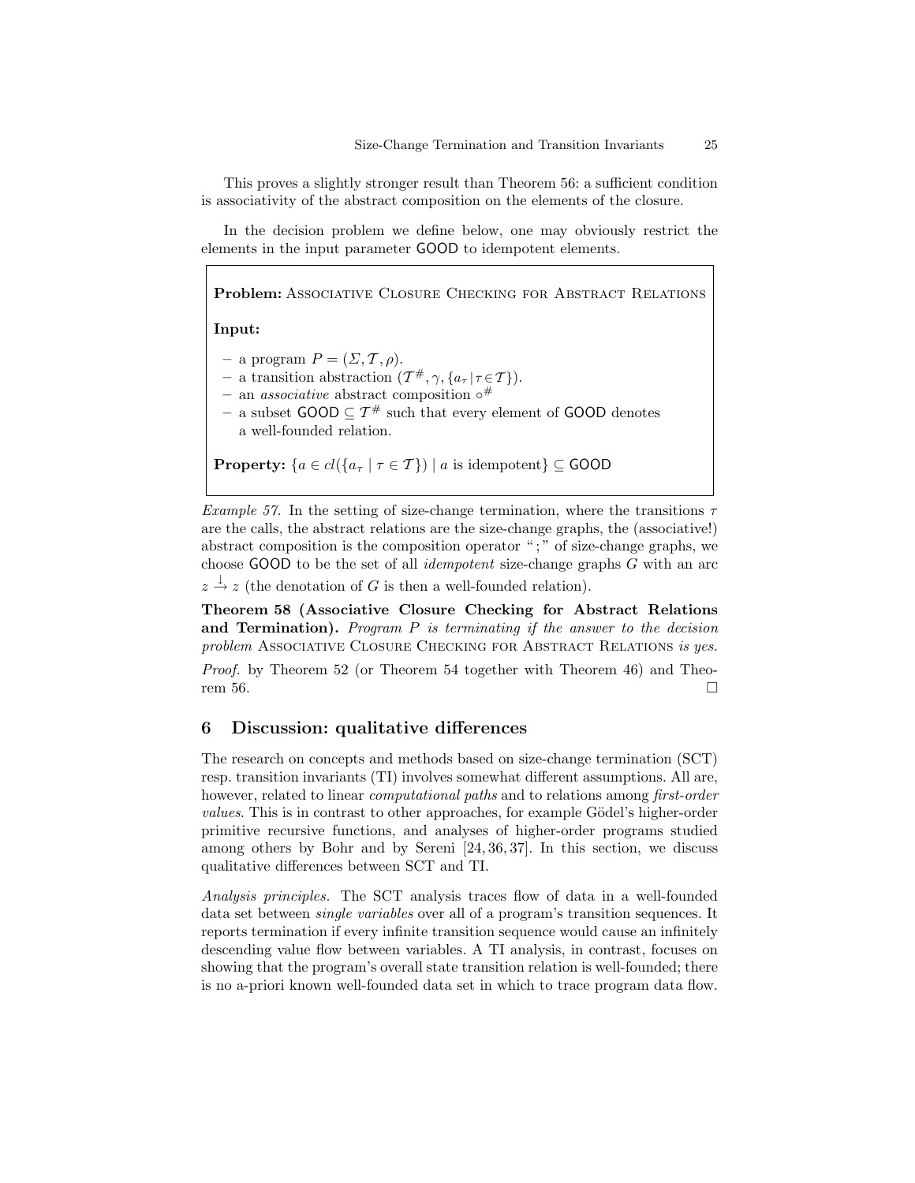This proves a slightly stronger result than Theorem 56: a sufficient condition is associativity of the abstract composition on the elements of the closure.

In the decision problem we define below, one may obviously restrict the elements in the input parameter GOOD to idempotent elements.

> **Problem:** ASSOCIATIVE CLOSURE CHECKING FOR ABSTRACT RELATIONS
>
> **Input:**
>
> - a program $P = (\Sigma, \mathcal{T}, \rho)$.
> - a transition abstraction $(\mathcal{T}^{\#}, \gamma, \{a_\tau \mid \tau \in \mathcal{T}\})$.
> - an *associative* abstract composition $\circ^{\#}$
> - a subset $\mathsf{GOOD} \subseteq \mathcal{T}^{\#}$ such that every element of GOOD denotes a well-founded relation.
>
> **Property:** $\{a \in cl(\{a_\tau \mid \tau \in \mathcal{T}\}) \mid a \text{ is idempotent}\} \subseteq \mathsf{GOOD}$

*Example 57.* In the setting of size-change termination, where the transitions $\tau$ are the calls, the abstract relations are the size-change graphs, the (associative!) abstract composition is the composition operator " ; " of size-change graphs, we choose GOOD to be the set of all *idempotent* size-change graphs $G$ with an arc $z \xrightarrow{\downarrow} z$ (the denotation of $G$ is then a well-founded relation).

**Theorem 58 (Associative Closure Checking for Abstract Relations and Termination).** *Program $P$ is terminating if the answer to the decision problem* ASSOCIATIVE CLOSURE CHECKING FOR ABSTRACT RELATIONS *is yes.*

*Proof.* by Theorem 52 (or Theorem 54 together with Theorem 46) and Theorem 56. □

## 6 Discussion: qualitative differences

The research on concepts and methods based on size-change termination (SCT) resp. transition invariants (TI) involves somewhat different assumptions. All are, however, related to linear *computational paths* and to relations among *first-order values*. This is in contrast to other approaches, for example Gödel's higher-order primitive recursive functions, and analyses of higher-order programs studied among others by Bohr and by Sereni [24, 36, 37]. In this section, we discuss qualitative differences between SCT and TI.

*Analysis principles.* The SCT analysis traces flow of data in a well-founded data set between *single variables* over all of a program's transition sequences. It reports termination if every infinite transition sequence would cause an infinitely descending value flow between variables. A TI analysis, in contrast, focuses on showing that the program's overall state transition relation is well-founded; there is no a-priori known well-founded data set in which to trace program data flow.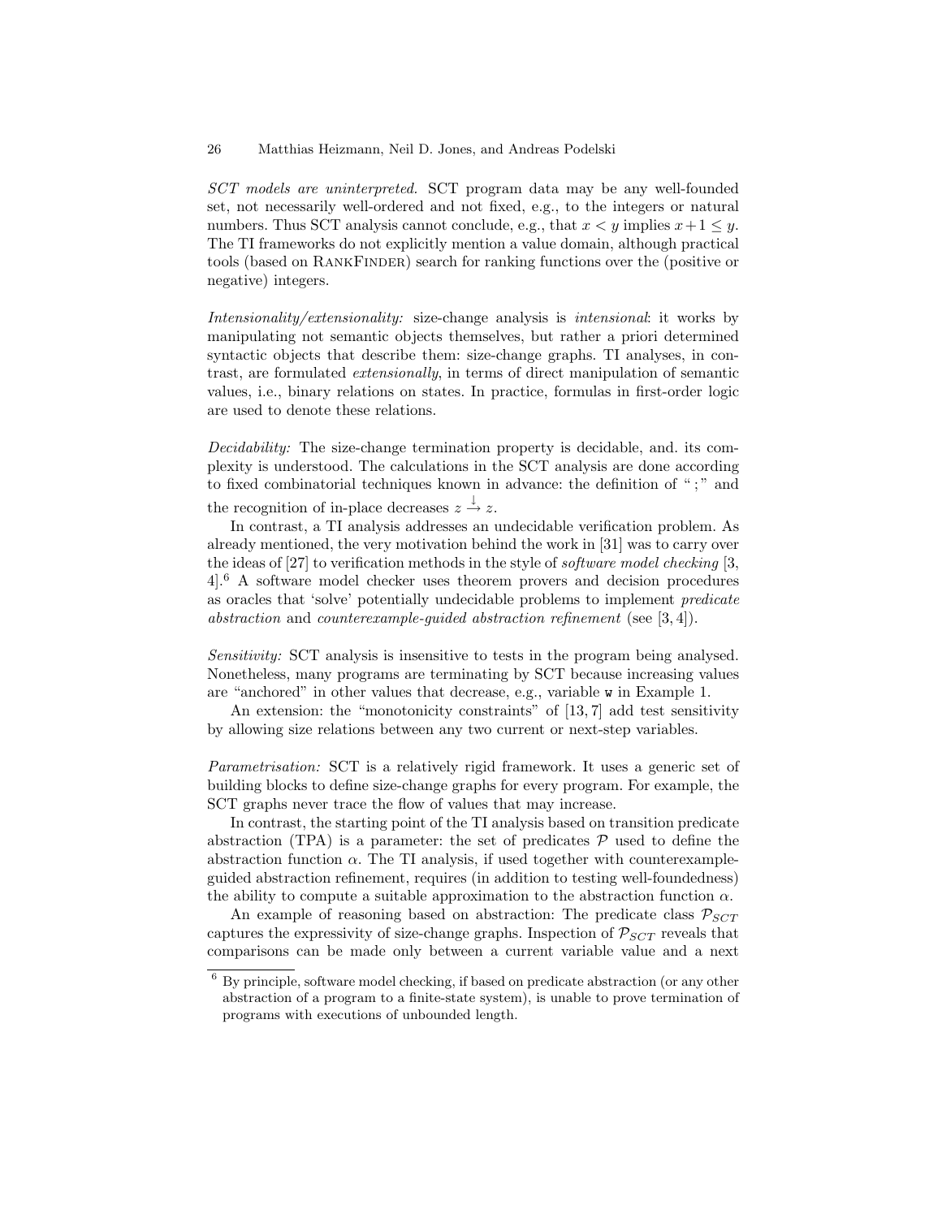*SCT models are uninterpreted.* SCT program data may be any well-founded set, not necessarily well-ordered and not fixed, e.g., to the integers or natural numbers. Thus SCT analysis cannot conclude, e.g., that $x < y$ implies $x+1 \leq y$. The TI frameworks do not explicitly mention a value domain, although practical tools (based on RankFinder) search for ranking functions over the (positive or negative) integers.

*Intensionality/extensionality:* size-change analysis is *intensional*: it works by manipulating not semantic objects themselves, but rather a priori determined syntactic objects that describe them: size-change graphs. TI analyses, in contrast, are formulated *extensionally*, in terms of direct manipulation of semantic values, i.e., binary relations on states. In practice, formulas in first-order logic are used to denote these relations.

*Decidability:* The size-change termination property is decidable, and. its complexity is understood. The calculations in the SCT analysis are done according to fixed combinatorial techniques known in advance: the definition of " ; " and the recognition of in-place decreases $z \xrightarrow{\downarrow} z$.

In contrast, a TI analysis addresses an undecidable verification problem. As already mentioned, the very motivation behind the work in [31] was to carry over the ideas of [27] to verification methods in the style of *software model checking* [3, 4].[6] A software model checker uses theorem provers and decision procedures as oracles that 'solve' potentially undecidable problems to implement *predicate abstraction* and *counterexample-guided abstraction refinement* (see [3, 4]).

*Sensitivity:* SCT analysis is insensitive to tests in the program being analysed. Nonetheless, many programs are terminating by SCT because increasing values are "anchored" in other values that decrease, e.g., variable `w` in Example 1.

An extension: the "monotonicity constraints" of [13, 7] add test sensitivity by allowing size relations between any two current or next-step variables.

*Parametrisation:* SCT is a relatively rigid framework. It uses a generic set of building blocks to define size-change graphs for every program. For example, the SCT graphs never trace the flow of values that may increase.

In contrast, the starting point of the TI analysis based on transition predicate abstraction (TPA) is a parameter: the set of predicates $\mathcal{P}$ used to define the abstraction function $\alpha$. The TI analysis, if used together with counterexample-guided abstraction refinement, requires (in addition to testing well-foundedness) the ability to compute a suitable approximation to the abstraction function $\alpha$.

An example of reasoning based on abstraction: The predicate class $\mathcal{P}_{SCT}$ captures the expressivity of size-change graphs. Inspection of $\mathcal{P}_{SCT}$ reveals that comparisons can be made only between a current variable value and a next

[6] By principle, software model checking, if based on predicate abstraction (or any other abstraction of a program to a finite-state system), is unable to prove termination of programs with executions of unbounded length.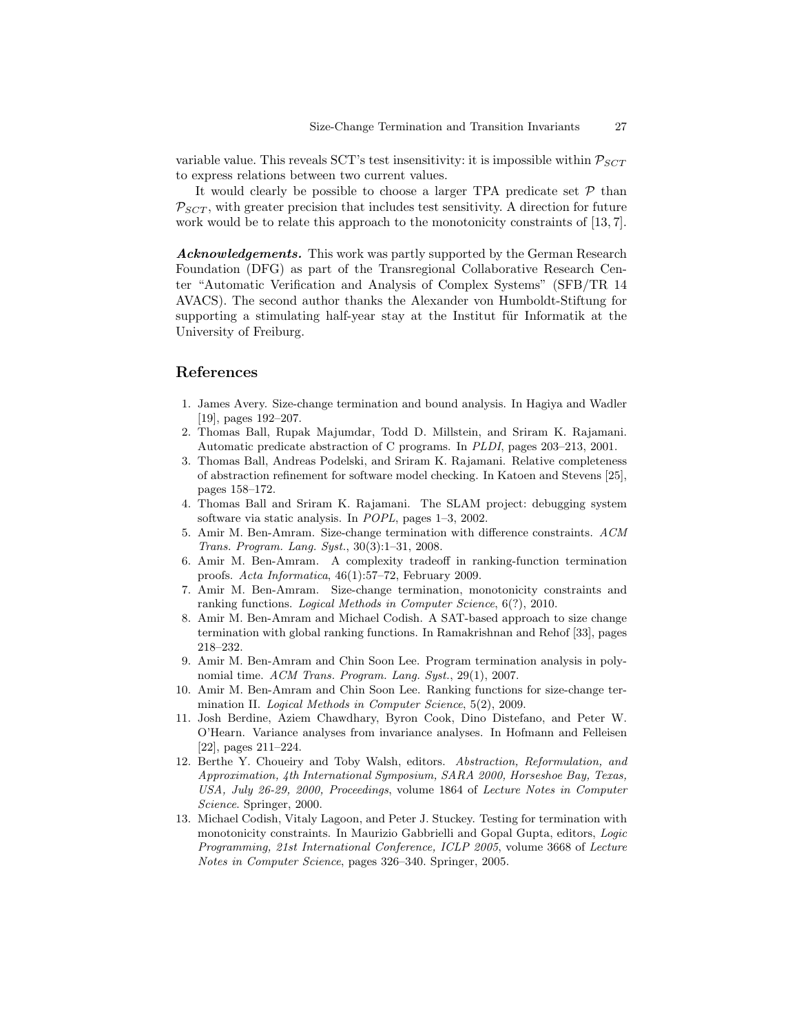variable value. This reveals SCT's test insensitivity: it is impossible within $\mathcal{P}_{SCT}$ to express relations between two current values.

It would clearly be possible to choose a larger TPA predicate set $\mathcal{P}$ than $\mathcal{P}_{SCT}$, with greater precision that includes test sensitivity. A direction for future work would be to relate this approach to the monotonicity constraints of [13, 7].

***Acknowledgements.*** This work was partly supported by the German Research Foundation (DFG) as part of the Transregional Collaborative Research Center "Automatic Verification and Analysis of Complex Systems" (SFB/TR 14 AVACS). The second author thanks the Alexander von Humboldt-Stiftung for supporting a stimulating half-year stay at the Institut für Informatik at the University of Freiburg.

## References

1. James Avery. Size-change termination and bound analysis. In Hagiya and Wadler [19], pages 192–207.
2. Thomas Ball, Rupak Majumdar, Todd D. Millstein, and Sriram K. Rajamani. Automatic predicate abstraction of C programs. In *PLDI*, pages 203–213, 2001.
3. Thomas Ball, Andreas Podelski, and Sriram K. Rajamani. Relative completeness of abstraction refinement for software model checking. In Katoen and Stevens [25], pages 158–172.
4. Thomas Ball and Sriram K. Rajamani. The SLAM project: debugging system software via static analysis. In *POPL*, pages 1–3, 2002.
5. Amir M. Ben-Amram. Size-change termination with difference constraints. *ACM Trans. Program. Lang. Syst.*, 30(3):1–31, 2008.
6. Amir M. Ben-Amram. A complexity tradeoff in ranking-function termination proofs. *Acta Informatica*, 46(1):57–72, February 2009.
7. Amir M. Ben-Amram. Size-change termination, monotonicity constraints and ranking functions. *Logical Methods in Computer Science*, 6(?), 2010.
8. Amir M. Ben-Amram and Michael Codish. A SAT-based approach to size change termination with global ranking functions. In Ramakrishnan and Rehof [33], pages 218–232.
9. Amir M. Ben-Amram and Chin Soon Lee. Program termination analysis in polynomial time. *ACM Trans. Program. Lang. Syst.*, 29(1), 2007.
10. Amir M. Ben-Amram and Chin Soon Lee. Ranking functions for size-change termination II. *Logical Methods in Computer Science*, 5(2), 2009.
11. Josh Berdine, Aziem Chawdhary, Byron Cook, Dino Distefano, and Peter W. O'Hearn. Variance analyses from invariance analyses. In Hofmann and Felleisen [22], pages 211–224.
12. Berthe Y. Choueiry and Toby Walsh, editors. *Abstraction, Reformulation, and Approximation, 4th International Symposium, SARA 2000, Horseshoe Bay, Texas, USA, July 26-29, 2000, Proceedings*, volume 1864 of *Lecture Notes in Computer Science*. Springer, 2000.
13. Michael Codish, Vitaly Lagoon, and Peter J. Stuckey. Testing for termination with monotonicity constraints. In Maurizio Gabbrielli and Gopal Gupta, editors, *Logic Programming, 21st International Conference, ICLP 2005*, volume 3668 of *Lecture Notes in Computer Science*, pages 326–340. Springer, 2005.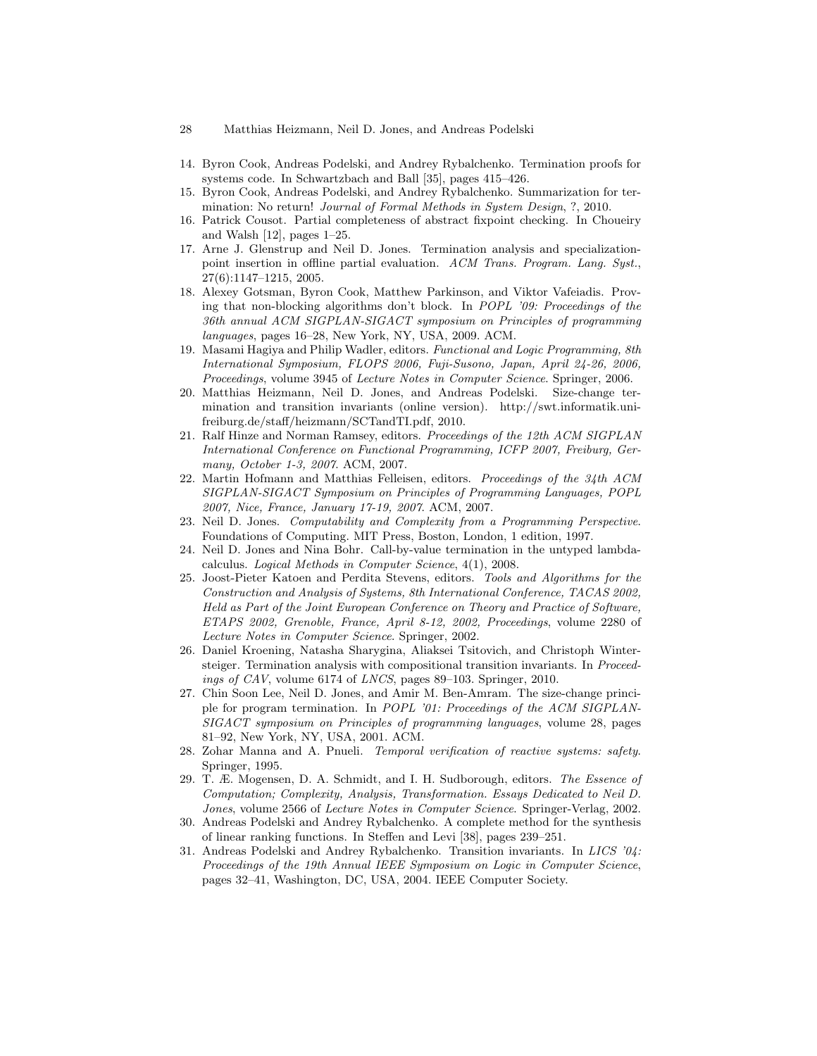14. Byron Cook, Andreas Podelski, and Andrey Rybalchenko. Termination proofs for systems code. In Schwartzbach and Ball [35], pages 415–426.
15. Byron Cook, Andreas Podelski, and Andrey Rybalchenko. Summarization for termination: No return! *Journal of Formal Methods in System Design*, ?, 2010.
16. Patrick Cousot. Partial completeness of abstract fixpoint checking. In Choueiry and Walsh [12], pages 1–25.
17. Arne J. Glenstrup and Neil D. Jones. Termination analysis and specialization-point insertion in offline partial evaluation. *ACM Trans. Program. Lang. Syst.*, 27(6):1147–1215, 2005.
18. Alexey Gotsman, Byron Cook, Matthew Parkinson, and Viktor Vafeiadis. Proving that non-blocking algorithms don't block. In *POPL '09: Proceedings of the 36th annual ACM SIGPLAN-SIGACT symposium on Principles of programming languages*, pages 16–28, New York, NY, USA, 2009. ACM.
19. Masami Hagiya and Philip Wadler, editors. *Functional and Logic Programming, 8th International Symposium, FLOPS 2006, Fuji-Susono, Japan, April 24-26, 2006, Proceedings*, volume 3945 of *Lecture Notes in Computer Science*. Springer, 2006.
20. Matthias Heizmann, Neil D. Jones, and Andreas Podelski. Size-change termination and transition invariants (online version). http://swt.informatik.uni-freiburg.de/staff/heizmann/SCTandTI.pdf, 2010.
21. Ralf Hinze and Norman Ramsey, editors. *Proceedings of the 12th ACM SIGPLAN International Conference on Functional Programming, ICFP 2007, Freiburg, Germany, October 1-3, 2007*. ACM, 2007.
22. Martin Hofmann and Matthias Felleisen, editors. *Proceedings of the 34th ACM SIGPLAN-SIGACT Symposium on Principles of Programming Languages, POPL 2007, Nice, France, January 17-19, 2007*. ACM, 2007.
23. Neil D. Jones. *Computability and Complexity from a Programming Perspective*. Foundations of Computing. MIT Press, Boston, London, 1 edition, 1997.
24. Neil D. Jones and Nina Bohr. Call-by-value termination in the untyped lambda-calculus. *Logical Methods in Computer Science*, 4(1), 2008.
25. Joost-Pieter Katoen and Perdita Stevens, editors. *Tools and Algorithms for the Construction and Analysis of Systems, 8th International Conference, TACAS 2002, Held as Part of the Joint European Conference on Theory and Practice of Software, ETAPS 2002, Grenoble, France, April 8-12, 2002, Proceedings*, volume 2280 of *Lecture Notes in Computer Science*. Springer, 2002.
26. Daniel Kroening, Natasha Sharygina, Aliaksei Tsitovich, and Christoph Wintersteiger. Termination analysis with compositional transition invariants. In *Proceedings of CAV*, volume 6174 of *LNCS*, pages 89–103. Springer, 2010.
27. Chin Soon Lee, Neil D. Jones, and Amir M. Ben-Amram. The size-change principle for program termination. In *POPL '01: Proceedings of the ACM SIGPLAN-SIGACT symposium on Principles of programming languages*, volume 28, pages 81–92, New York, NY, USA, 2001. ACM.
28. Zohar Manna and A. Pnueli. *Temporal verification of reactive systems: safety*. Springer, 1995.
29. T. Æ. Mogensen, D. A. Schmidt, and I. H. Sudborough, editors. *The Essence of Computation; Complexity, Analysis, Transformation. Essays Dedicated to Neil D. Jones*, volume 2566 of *Lecture Notes in Computer Science*. Springer-Verlag, 2002.
30. Andreas Podelski and Andrey Rybalchenko. A complete method for the synthesis of linear ranking functions. In Steffen and Levi [38], pages 239–251.
31. Andreas Podelski and Andrey Rybalchenko. Transition invariants. In *LICS '04: Proceedings of the 19th Annual IEEE Symposium on Logic in Computer Science*, pages 32–41, Washington, DC, USA, 2004. IEEE Computer Society.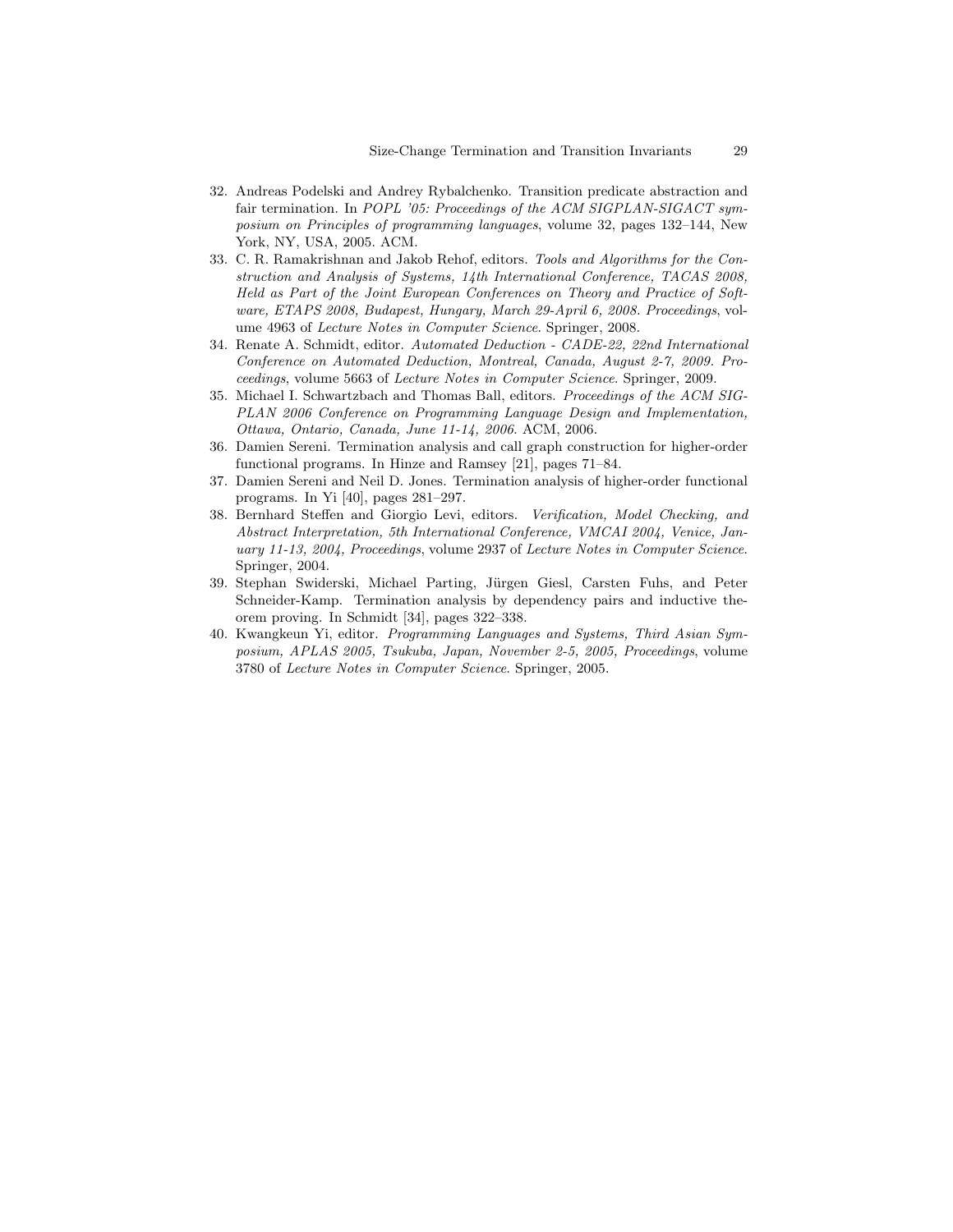32. Andreas Podelski and Andrey Rybalchenko. Transition predicate abstraction and fair termination. In *POPL '05: Proceedings of the ACM SIGPLAN-SIGACT symposium on Principles of programming languages*, volume 32, pages 132–144, New York, NY, USA, 2005. ACM.
33. C. R. Ramakrishnan and Jakob Rehof, editors. *Tools and Algorithms for the Construction and Analysis of Systems, 14th International Conference, TACAS 2008, Held as Part of the Joint European Conferences on Theory and Practice of Software, ETAPS 2008, Budapest, Hungary, March 29-April 6, 2008. Proceedings*, volume 4963 of *Lecture Notes in Computer Science*. Springer, 2008.
34. Renate A. Schmidt, editor. *Automated Deduction - CADE-22, 22nd International Conference on Automated Deduction, Montreal, Canada, August 2-7, 2009. Proceedings*, volume 5663 of *Lecture Notes in Computer Science*. Springer, 2009.
35. Michael I. Schwartzbach and Thomas Ball, editors. *Proceedings of the ACM SIGPLAN 2006 Conference on Programming Language Design and Implementation, Ottawa, Ontario, Canada, June 11-14, 2006*. ACM, 2006.
36. Damien Sereni. Termination analysis and call graph construction for higher-order functional programs. In Hinze and Ramsey [21], pages 71–84.
37. Damien Sereni and Neil D. Jones. Termination analysis of higher-order functional programs. In Yi [40], pages 281–297.
38. Bernhard Steffen and Giorgio Levi, editors. *Verification, Model Checking, and Abstract Interpretation, 5th International Conference, VMCAI 2004, Venice, January 11-13, 2004, Proceedings*, volume 2937 of *Lecture Notes in Computer Science*. Springer, 2004.
39. Stephan Swiderski, Michael Parting, Jürgen Giesl, Carsten Fuhs, and Peter Schneider-Kamp. Termination analysis by dependency pairs and inductive theorem proving. In Schmidt [34], pages 322–338.
40. Kwangkeun Yi, editor. *Programming Languages and Systems, Third Asian Symposium, APLAS 2005, Tsukuba, Japan, November 2-5, 2005, Proceedings*, volume 3780 of *Lecture Notes in Computer Science*. Springer, 2005.